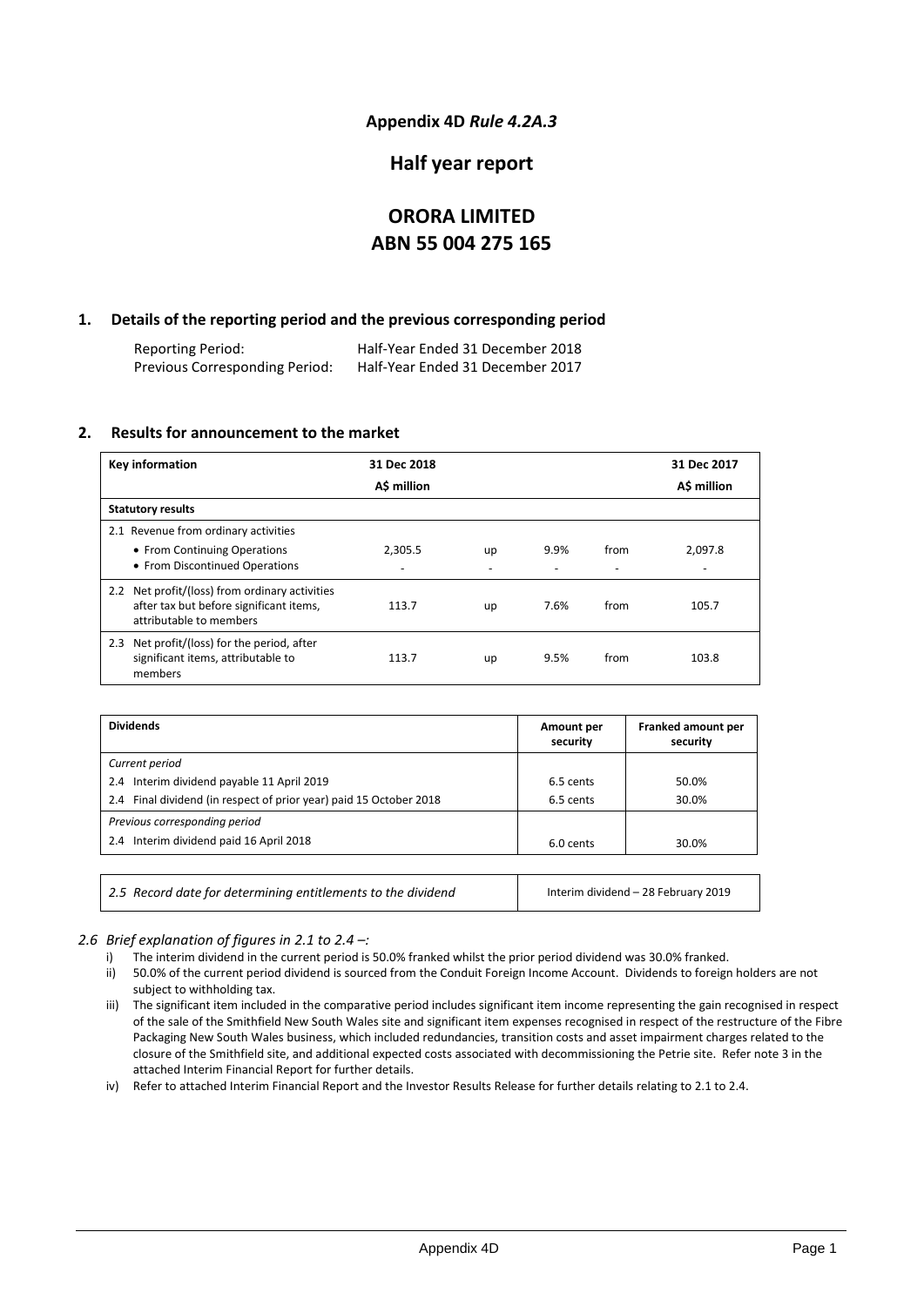**Appendix 4D** ***Rule 4.2A.3***

## Half year report

# ORORA LIMITED
# ABN 55 004 275 165

## 1. Details of the reporting period and the previous corresponding period

| | |
|---|---|
| Reporting Period: | Half-Year Ended 31 December 2018 |
| Previous Corresponding Period: | Half-Year Ended 31 December 2017 |

## 2. Results for announcement to the market

| Key information | 31 Dec 2018<br>A$ million | | | | 31 Dec 2017<br>A$ million |
|---|---|---|---|---|---|
| **Statutory results** | | | | | |
| 2.1 Revenue from ordinary activities | | | | | |
| • From Continuing Operations | 2,305.5 | up | 9.9% | from | 2,097.8 |
| • From Discontinued Operations | - | - | - | - | - |
| 2.2 Net profit/(loss) from ordinary activities after tax but before significant items, attributable to members | 113.7 | up | 7.6% | from | 105.7 |
| 2.3 Net profit/(loss) for the period, after significant items, attributable to members | 113.7 | up | 9.5% | from | 103.8 |

| Dividends | Amount per security | Franked amount per security |
|---|---|---|
| *Current period* | | |
| 2.4 Interim dividend payable 11 April 2019 | 6.5 cents | 50.0% |
| 2.4 Final dividend (in respect of prior year) paid 15 October 2018 | 6.5 cents | 30.0% |
| *Previous corresponding period* | | |
| 2.4 Interim dividend paid 16 April 2018 | 6.0 cents | 30.0% |

| | |
|---|---|
| *2.5 Record date for determining entitlements to the dividend* | Interim dividend – 28 February 2019 |

*2.6 Brief explanation of figures in 2.1 to 2.4 –:*

i) The interim dividend in the current period is 50.0% franked whilst the prior period dividend was 30.0% franked.

ii) 50.0% of the current period dividend is sourced from the Conduit Foreign Income Account. Dividends to foreign holders are not subject to withholding tax.

iii) The significant item included in the comparative period includes significant item income representing the gain recognised in respect of the sale of the Smithfield New South Wales site and significant item expenses recognised in respect of the restructure of the Fibre Packaging New South Wales business, which included redundancies, transition costs and asset impairment charges related to the closure of the Smithfield site, and additional expected costs associated with decommissioning the Petrie site. Refer note 3 in the attached Interim Financial Report for further details.

iv) Refer to attached Interim Financial Report and the Investor Results Release for further details relating to 2.1 to 2.4.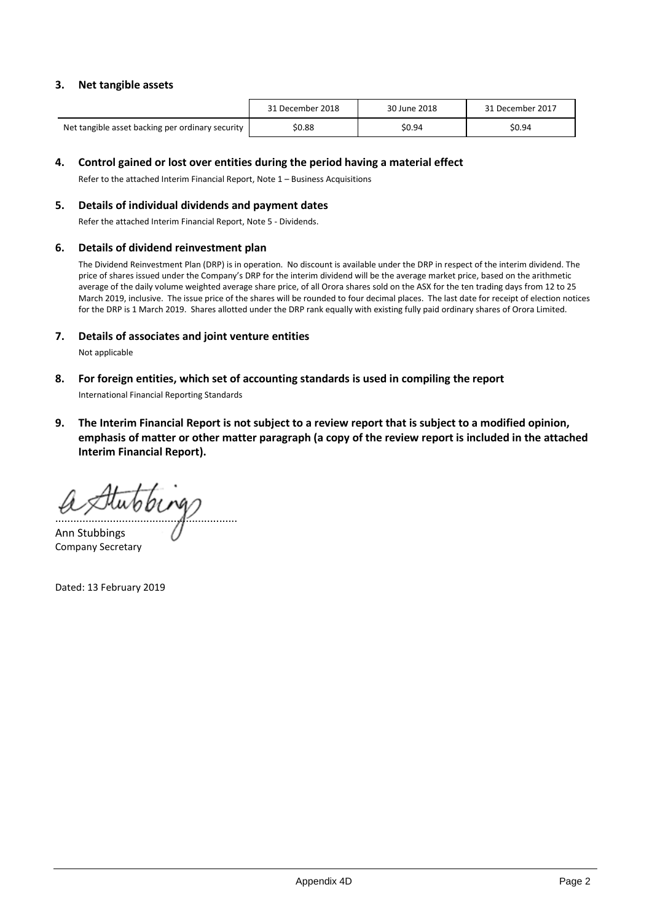## 3. Net tangible assets

| | 31 December 2018 | 30 June 2018 | 31 December 2017 |
|---|---|---|---|
| Net tangible asset backing per ordinary security | $0.88 | $0.94 | $0.94 |

## 4. Control gained or lost over entities during the period having a material effect

Refer to the attached Interim Financial Report, Note 1 – Business Acquisitions

## 5. Details of individual dividends and payment dates

Refer the attached Interim Financial Report, Note 5 - Dividends.

## 6. Details of dividend reinvestment plan

The Dividend Reinvestment Plan (DRP) is in operation. No discount is available under the DRP in respect of the interim dividend. The price of shares issued under the Company's DRP for the interim dividend will be the average market price, based on the arithmetic average of the daily volume weighted average share price, of all Orora shares sold on the ASX for the ten trading days from 12 to 25 March 2019, inclusive. The issue price of the shares will be rounded to four decimal places. The last date for receipt of election notices for the DRP is 1 March 2019. Shares allotted under the DRP rank equally with existing fully paid ordinary shares of Orora Limited.

## 7. Details of associates and joint venture entities

Not applicable

## 8. For foreign entities, which set of accounting standards is used in compiling the report

International Financial Reporting Standards

## 9. The Interim Financial Report is not subject to a review report that is subject to a modified opinion, emphasis of matter or other matter paragraph (a copy of the review report is included in the attached Interim Financial Report).

..........................................................

Ann Stubbings
Company Secretary

Dated: 13 February 2019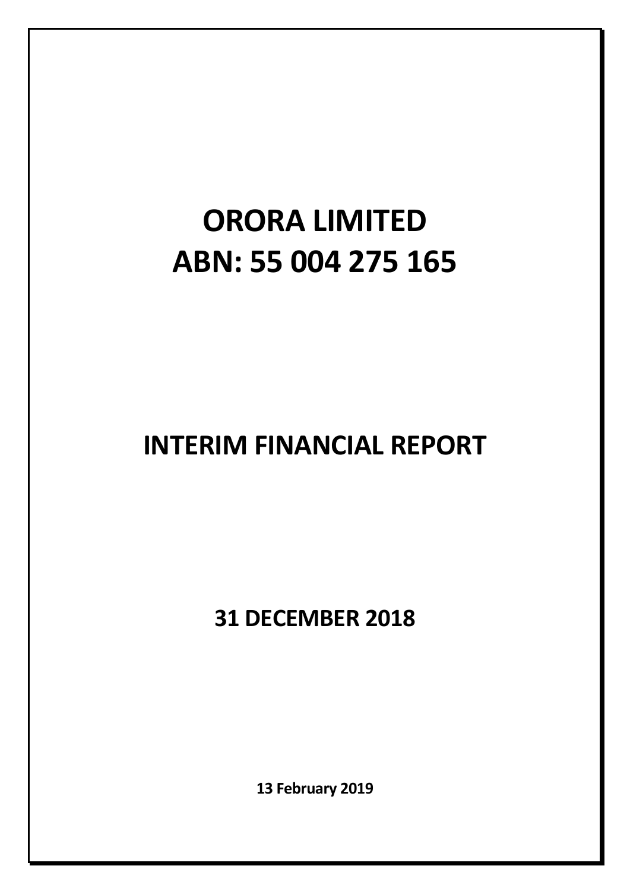# ORORA LIMITED
# ABN: 55 004 275 165

## INTERIM FINANCIAL REPORT

### 31 DECEMBER 2018

**13 February 2019**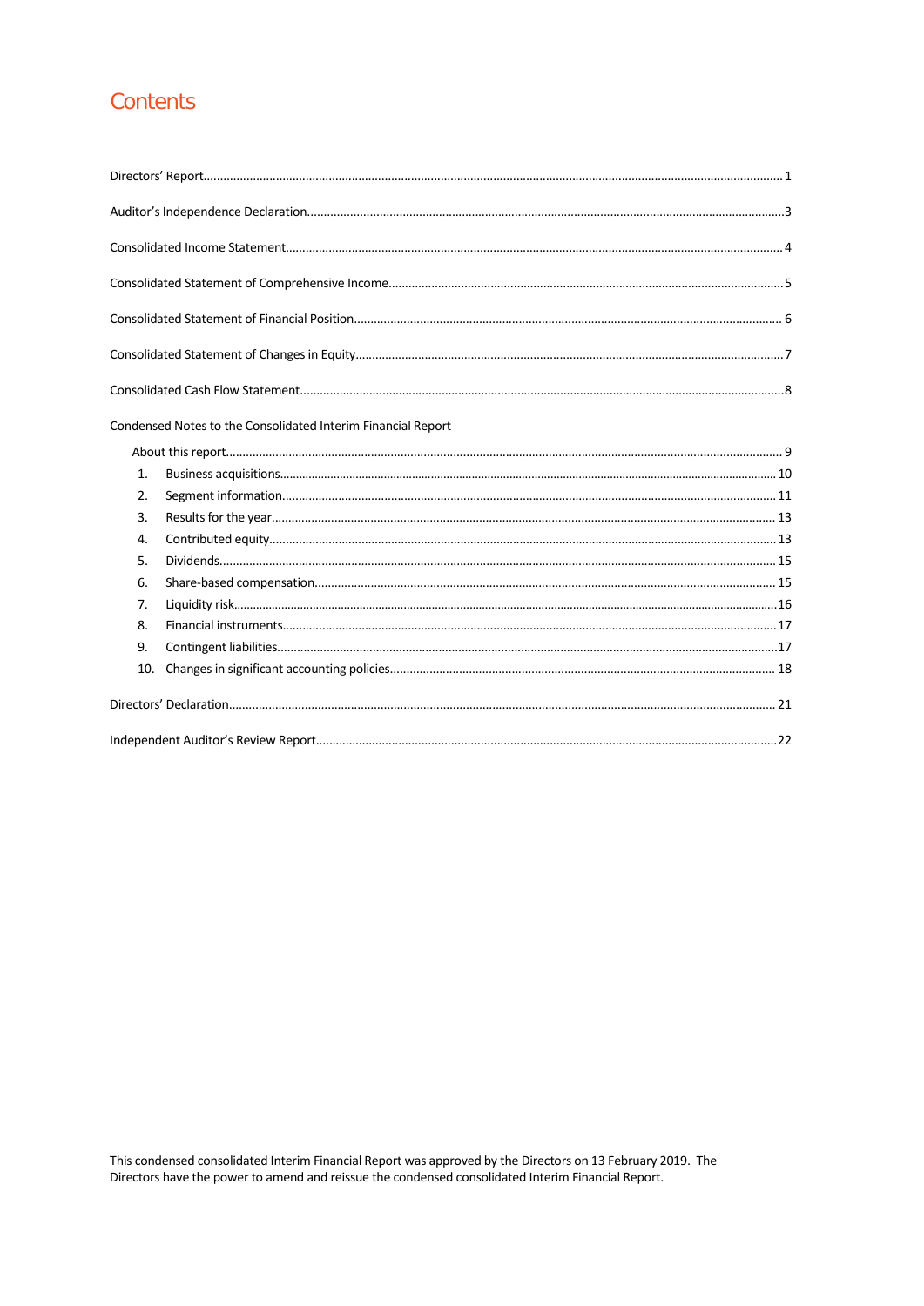# Contents

Directors' Report........................................................................................................................................................1

Auditor's Independence Declaration.........................................................................................................................3

Consolidated Income Statement...............................................................................................................................4

Consolidated Statement of Comprehensive Income..................................................................................................5

Consolidated Statement of Financial Position...........................................................................................................6

Consolidated Statement of Changes in Equity...........................................................................................................7

Consolidated Cash Flow Statement...........................................................................................................................8

Condensed Notes to the Consolidated Interim Financial Report

About this report.......................................................................................................................................................9

1. Business acquisitions.........................................................................................................................................10
2. Segment information.........................................................................................................................................11
3. Results for the year............................................................................................................................................13
4. Contributed equity..............................................................................................................................................13
5. Dividends...........................................................................................................................................................15
6. Share-based compensation.................................................................................................................................15
7. Liquidity risk.......................................................................................................................................................16
8. Financial instruments.........................................................................................................................................17
9. Contingent liabilities..........................................................................................................................................17
10. Changes in significant accounting policies.........................................................................................................18

Directors' Declaration.............................................................................................................................................21

Independent Auditor's Review Report.....................................................................................................................22

This condensed consolidated Interim Financial Report was approved by the Directors on 13 February 2019. The Directors have the power to amend and reissue the condensed consolidated Interim Financial Report.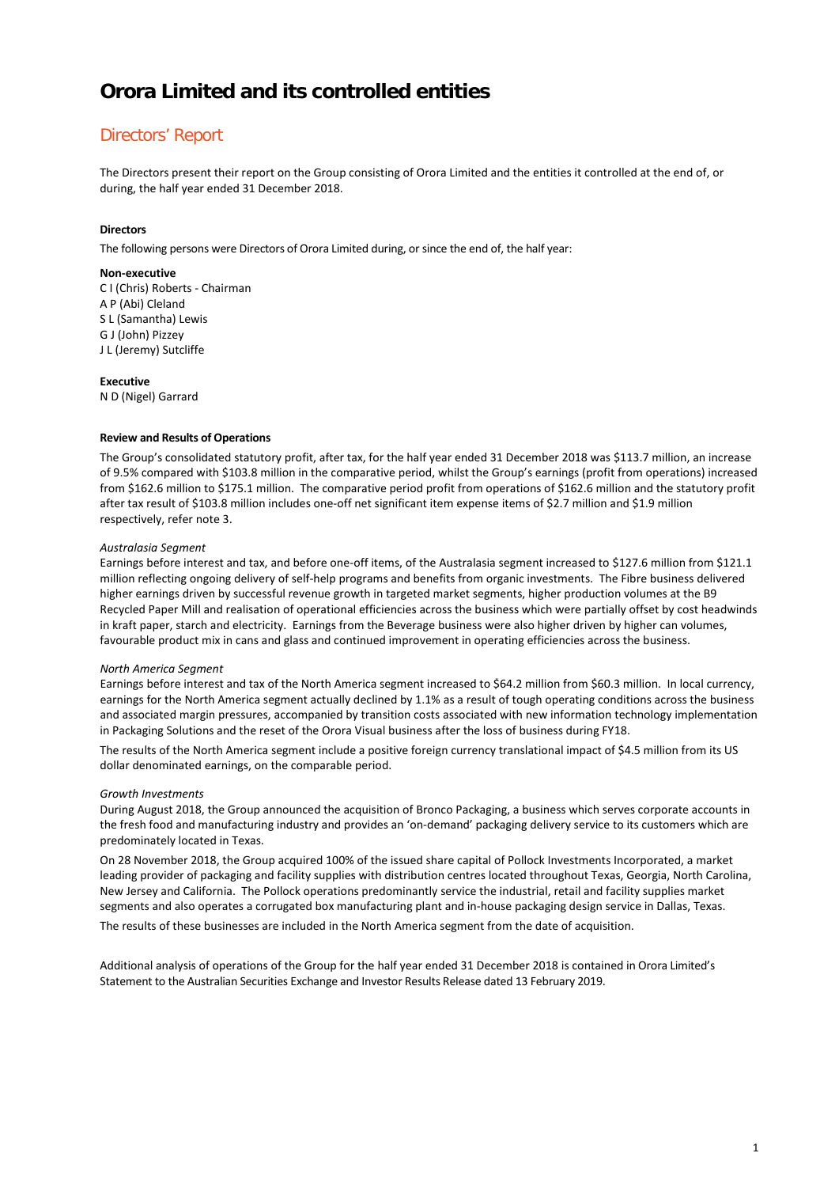# Orora Limited and its controlled entities

## Directors' Report

The Directors present their report on the Group consisting of Orora Limited and the entities it controlled at the end of, or during, the half year ended 31 December 2018.

**Directors**

The following persons were Directors of Orora Limited during, or since the end of, the half year:

**Non-executive**
C I (Chris) Roberts - Chairman
A P (Abi) Cleland
S L (Samantha) Lewis
G J (John) Pizzey
J L (Jeremy) Sutcliffe

**Executive**
N D (Nigel) Garrard

**Review and Results of Operations**

The Group's consolidated statutory profit, after tax, for the half year ended 31 December 2018 was $113.7 million, an increase of 9.5% compared with $103.8 million in the comparative period, whilst the Group's earnings (profit from operations) increased from $162.6 million to $175.1 million. The comparative period profit from operations of $162.6 million and the statutory profit after tax result of $103.8 million includes one-off net significant item expense items of $2.7 million and $1.9 million respectively, refer note 3.

*Australasia Segment*
Earnings before interest and tax, and before one-off items, of the Australasia segment increased to $127.6 million from $121.1 million reflecting ongoing delivery of self-help programs and benefits from organic investments. The Fibre business delivered higher earnings driven by successful revenue growth in targeted market segments, higher production volumes at the B9 Recycled Paper Mill and realisation of operational efficiencies across the business which were partially offset by cost headwinds in kraft paper, starch and electricity. Earnings from the Beverage business were also higher driven by higher can volumes, favourable product mix in cans and glass and continued improvement in operating efficiencies across the business.

*North America Segment*
Earnings before interest and tax of the North America segment increased to $64.2 million from $60.3 million. In local currency, earnings for the North America segment actually declined by 1.1% as a result of tough operating conditions across the business and associated margin pressures, accompanied by transition costs associated with new information technology implementation in Packaging Solutions and the reset of the Orora Visual business after the loss of business during FY18.

The results of the North America segment include a positive foreign currency translational impact of $4.5 million from its US dollar denominated earnings, on the comparable period.

*Growth Investments*
During August 2018, the Group announced the acquisition of Bronco Packaging, a business which serves corporate accounts in the fresh food and manufacturing industry and provides an 'on-demand' packaging delivery service to its customers which are predominately located in Texas.

On 28 November 2018, the Group acquired 100% of the issued share capital of Pollock Investments Incorporated, a market leading provider of packaging and facility supplies with distribution centres located throughout Texas, Georgia, North Carolina, New Jersey and California. The Pollock operations predominantly service the industrial, retail and facility supplies market segments and also operates a corrugated box manufacturing plant and in-house packaging design service in Dallas, Texas.

The results of these businesses are included in the North America segment from the date of acquisition.

Additional analysis of operations of the Group for the half year ended 31 December 2018 is contained in Orora Limited's Statement to the Australian Securities Exchange and Investor Results Release dated 13 February 2019.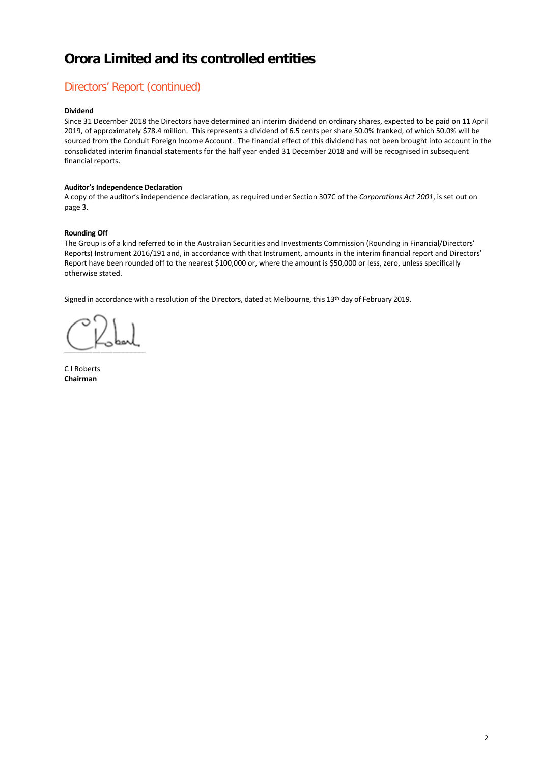# Orora Limited and its controlled entities

## Directors' Report (continued)

**Dividend**

Since 31 December 2018 the Directors have determined an interim dividend on ordinary shares, expected to be paid on 11 April 2019, of approximately \$78.4 million. This represents a dividend of 6.5 cents per share 50.0% franked, of which 50.0% will be sourced from the Conduit Foreign Income Account. The financial effect of this dividend has not been brought into account in the consolidated interim financial statements for the half year ended 31 December 2018 and will be recognised in subsequent financial reports.

**Auditor's Independence Declaration**

A copy of the auditor's independence declaration, as required under Section 307C of the *Corporations Act 2001*, is set out on page 3.

**Rounding Off**

The Group is of a kind referred to in the Australian Securities and Investments Commission (Rounding in Financial/Directors' Reports) Instrument 2016/191 and, in accordance with that Instrument, amounts in the interim financial report and Directors' Report have been rounded off to the nearest \$100,000 or, where the amount is \$50,000 or less, zero, unless specifically otherwise stated.

Signed in accordance with a resolution of the Directors, dated at Melbourne, this 13th day of February 2019.

C I Roberts
**Chairman**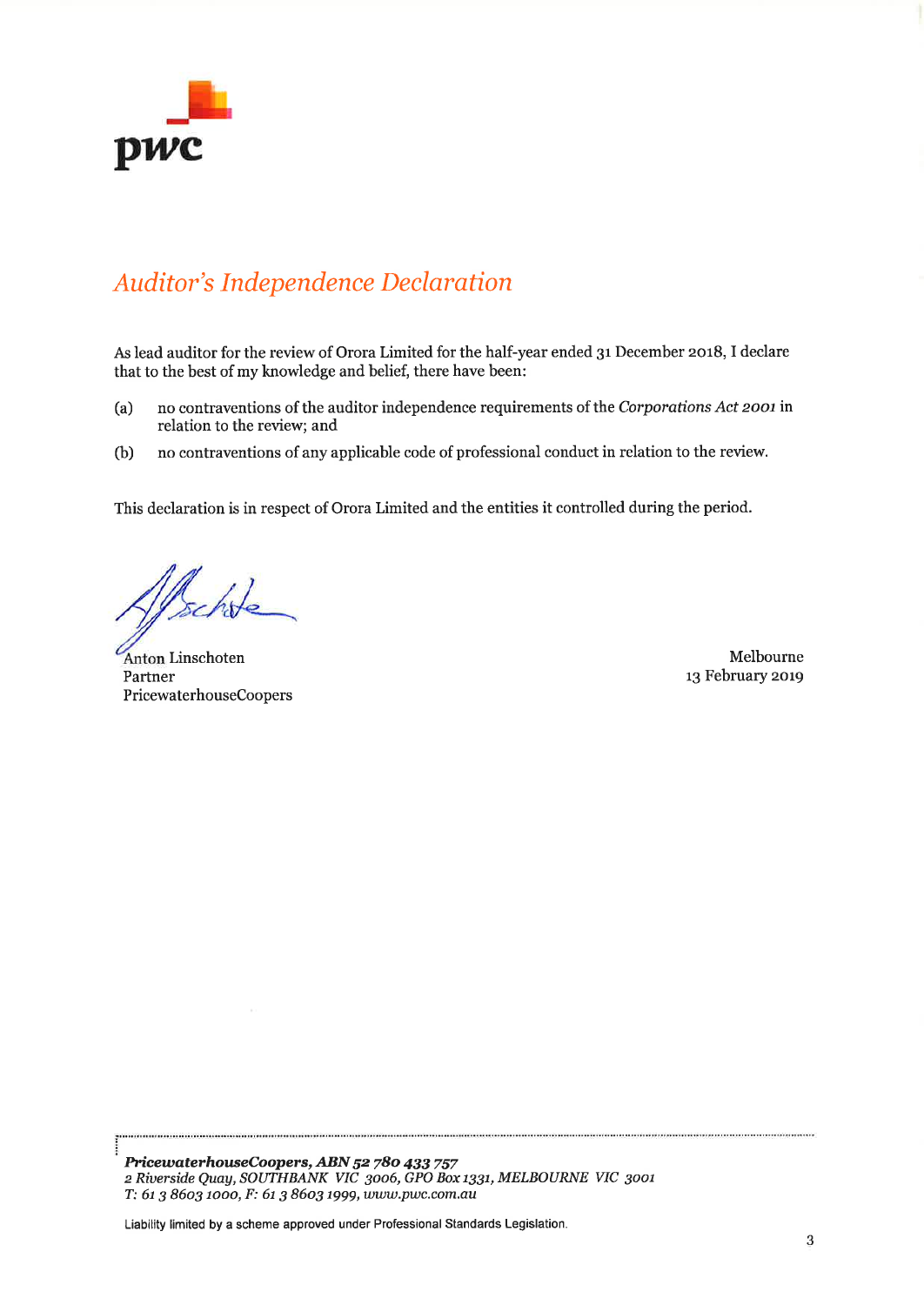pwc

# *Auditor's Independence Declaration*

As lead auditor for the review of Orora Limited for the half-year ended 31 December 2018, I declare that to the best of my knowledge and belief, there have been:

(a) no contraventions of the auditor independence requirements of the *Corporations Act 2001* in relation to the review; and

(b) no contraventions of any applicable code of professional conduct in relation to the review.

This declaration is in respect of Orora Limited and the entities it controlled during the period.

Anton Linschoten
Partner
PricewaterhouseCoopers

Melbourne
13 February 2019

***PricewaterhouseCoopers, ABN 52 780 433 757***
*2 Riverside Quay, SOUTHBANK VIC 3006, GPO Box 1331, MELBOURNE VIC 3001*
*T: 61 3 8603 1000, F: 61 3 8603 1999, www.pwc.com.au*

Liability limited by a scheme approved under Professional Standards Legislation.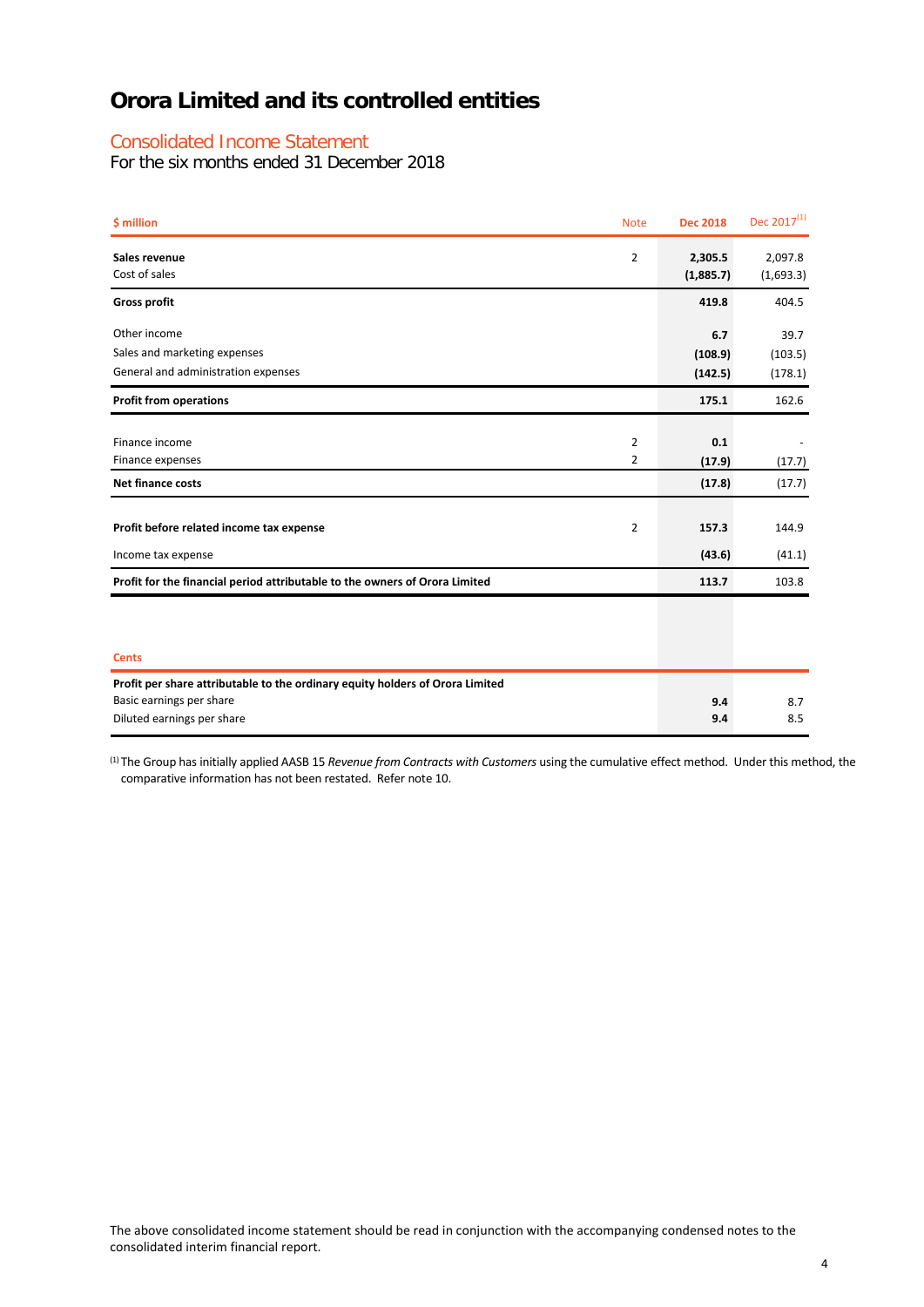# Orora Limited and its controlled entities

## Consolidated Income Statement

For the six months ended 31 December 2018

| $ million | Note | Dec 2018 | Dec 2017[1] |
|---|---|---|---|
| **Sales revenue** | 2 | **2,305.5** | 2,097.8 |
| Cost of sales | | **(1,885.7)** | (1,693.3) |
| **Gross profit** | | **419.8** | 404.5 |
| Other income | | **6.7** | 39.7 |
| Sales and marketing expenses | | **(108.9)** | (103.5) |
| General and administration expenses | | **(142.5)** | (178.1) |
| **Profit from operations** | | **175.1** | 162.6 |
| Finance income | 2 | **0.1** | - |
| Finance expenses | 2 | **(17.9)** | (17.7) |
| **Net finance costs** | | **(17.8)** | (17.7) |
| **Profit before related income tax expense** | 2 | **157.3** | 144.9 |
| Income tax expense | | **(43.6)** | (41.1) |
| **Profit for the financial period attributable to the owners of Orora Limited** | | **113.7** | 103.8 |

| Cents | | |
|---|---|---|
| **Profit per share attributable to the ordinary equity holders of Orora Limited** | | |
| Basic earnings per share | **9.4** | 8.7 |
| Diluted earnings per share | **9.4** | 8.5 |

[1] The Group has initially applied AASB 15 *Revenue from Contracts with Customers* using the cumulative effect method. Under this method, the comparative information has not been restated. Refer note 10.

The above consolidated income statement should be read in conjunction with the accompanying condensed notes to the consolidated interim financial report.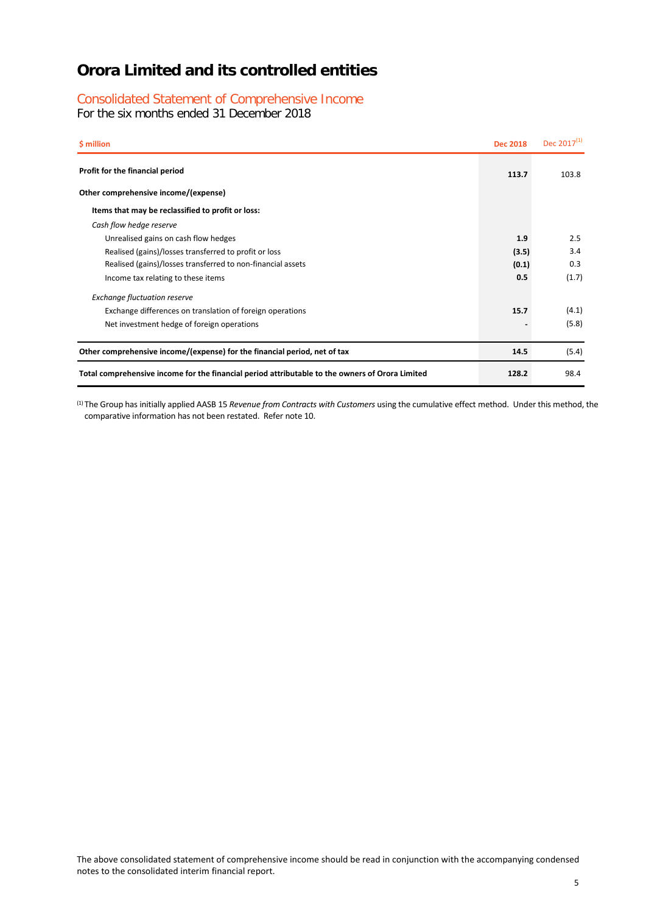# Orora Limited and its controlled entities

## Consolidated Statement of Comprehensive Income

For the six months ended 31 December 2018

| $ million | Dec 2018 | Dec 2017[(1)] |
|---|---|---|
| **Profit for the financial period** | **113.7** | 103.8 |
| **Other comprehensive income/(expense)** | | |
| **Items that may be reclassified to profit or loss:** | | |
| *Cash flow hedge reserve* | | |
| Unrealised gains on cash flow hedges | **1.9** | 2.5 |
| Realised (gains)/losses transferred to profit or loss | **(3.5)** | 3.4 |
| Realised (gains)/losses transferred to non-financial assets | **(0.1)** | 0.3 |
| Income tax relating to these items | **0.5** | (1.7) |
| *Exchange fluctuation reserve* | | |
| Exchange differences on translation of foreign operations | **15.7** | (4.1) |
| Net investment hedge of foreign operations | **-** | (5.8) |
| **Other comprehensive income/(expense) for the financial period, net of tax** | **14.5** | (5.4) |
| **Total comprehensive income for the financial period attributable to the owners of Orora Limited** | **128.2** | 98.4 |

(1) The Group has initially applied AASB 15 *Revenue from Contracts with Customers* using the cumulative effect method. Under this method, the comparative information has not been restated. Refer note 10.

The above consolidated statement of comprehensive income should be read in conjunction with the accompanying condensed notes to the consolidated interim financial report.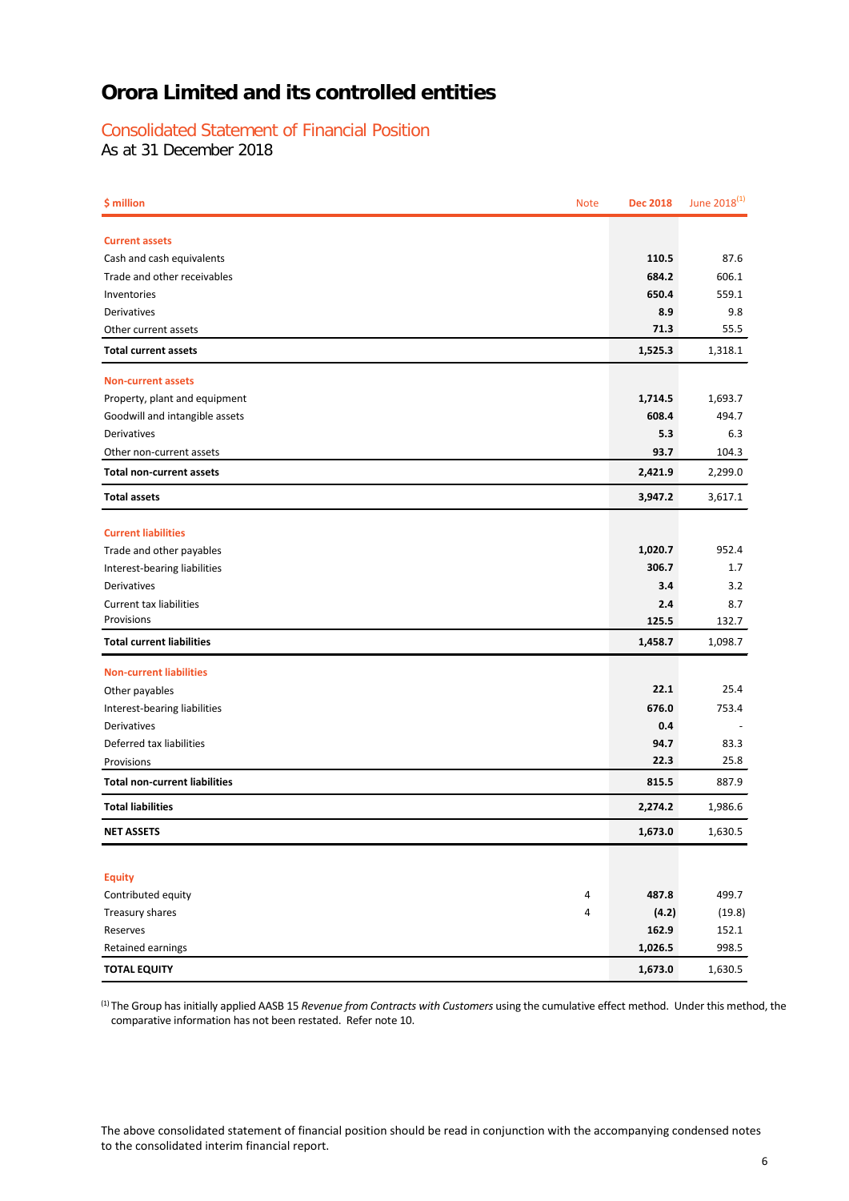# Orora Limited and its controlled entities

## Consolidated Statement of Financial Position

As at 31 December 2018

| $ million | Note | Dec 2018 | June 2018[1] |
|---|---|---|---|
| **Current assets** | | | |
| Cash and cash equivalents | | **110.5** | 87.6 |
| Trade and other receivables | | **684.2** | 606.1 |
| Inventories | | **650.4** | 559.1 |
| Derivatives | | **8.9** | 9.8 |
| Other current assets | | **71.3** | 55.5 |
| **Total current assets** | | **1,525.3** | 1,318.1 |
| **Non-current assets** | | | |
| Property, plant and equipment | | **1,714.5** | 1,693.7 |
| Goodwill and intangible assets | | **608.4** | 494.7 |
| Derivatives | | **5.3** | 6.3 |
| Other non-current assets | | **93.7** | 104.3 |
| **Total non-current assets** | | **2,421.9** | 2,299.0 |
| **Total assets** | | **3,947.2** | 3,617.1 |
| **Current liabilities** | | | |
| Trade and other payables | | **1,020.7** | 952.4 |
| Interest-bearing liabilities | | **306.7** | 1.7 |
| Derivatives | | **3.4** | 3.2 |
| Current tax liabilities | | **2.4** | 8.7 |
| Provisions | | **125.5** | 132.7 |
| **Total current liabilities** | | **1,458.7** | 1,098.7 |
| **Non-current liabilities** | | | |
| Other payables | | **22.1** | 25.4 |
| Interest-bearing liabilities | | **676.0** | 753.4 |
| Derivatives | | **0.4** | - |
| Deferred tax liabilities | | **94.7** | 83.3 |
| Provisions | | **22.3** | 25.8 |
| **Total non-current liabilities** | | **815.5** | 887.9 |
| **Total liabilities** | | **2,274.2** | 1,986.6 |
| **NET ASSETS** | | **1,673.0** | 1,630.5 |
| **Equity** | | | |
| Contributed equity | 4 | **487.8** | 499.7 |
| Treasury shares | 4 | **(4.2)** | (19.8) |
| Reserves | | **162.9** | 152.1 |
| Retained earnings | | **1,026.5** | 998.5 |
| **TOTAL EQUITY** | | **1,673.0** | 1,630.5 |

[1] The Group has initially applied AASB 15 *Revenue from Contracts with Customers* using the cumulative effect method. Under this method, the comparative information has not been restated. Refer note 10.

The above consolidated statement of financial position should be read in conjunction with the accompanying condensed notes to the consolidated interim financial report.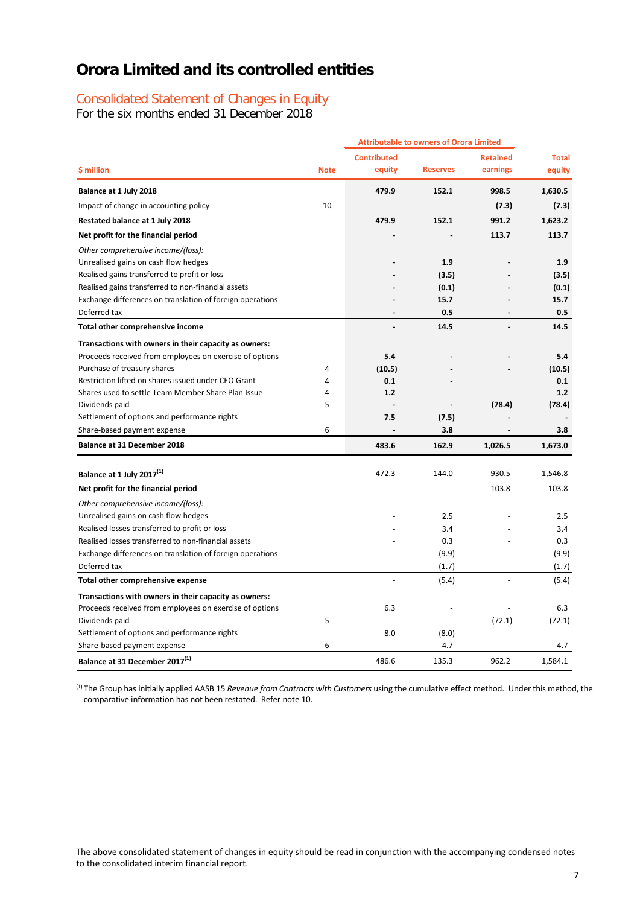# Orora Limited and its controlled entities

## Consolidated Statement of Changes in Equity

For the six months ended 31 December 2018

| $ million | Note | Attributable to owners of Orora Limited | | | |
|---|---|---|---|---|---|
| | | Contributed equity | Reserves | Retained earnings | Total equity |
| **Balance at 1 July 2018** | | **479.9** | **152.1** | **998.5** | **1,630.5** |
| Impact of change in accounting policy | 10 | - | - | **(7.3)** | **(7.3)** |
| **Restated balance at 1 July 2018** | | **479.9** | **152.1** | **991.2** | **1,623.2** |
| **Net profit for the financial period** | | **-** | **-** | **113.7** | **113.7** |
| *Other comprehensive income/(loss):* | | | | | |
| Unrealised gains on cash flow hedges | | **-** | **1.9** | **-** | **1.9** |
| Realised gains transferred to profit or loss | | **-** | **(3.5)** | **-** | **(3.5)** |
| Realised gains transferred to non-financial assets | | **-** | **(0.1)** | **-** | **(0.1)** |
| Exchange differences on translation of foreign operations | | **-** | **15.7** | **-** | **15.7** |
| Deferred tax | | **-** | **0.5** | **-** | **0.5** |
| **Total other comprehensive income** | | **-** | **14.5** | **-** | **14.5** |
| **Transactions with owners in their capacity as owners:** | | | | | |
| Proceeds received from employees on exercise of options | | **5.4** | **-** | **-** | **5.4** |
| Purchase of treasury shares | 4 | **(10.5)** | **-** | **-** | **(10.5)** |
| Restriction lifted on shares issued under CEO Grant | 4 | **0.1** | - | | **0.1** |
| Shares used to settle Team Member Share Plan Issue | 4 | **1.2** | - | - | **1.2** |
| Dividends paid | 5 | **-** | **-** | **(78.4)** | **(78.4)** |
| Settlement of options and performance rights | | **7.5** | **(7.5)** | **-** | **-** |
| Share-based payment expense | 6 | **-** | **3.8** | **-** | **3.8** |
| **Balance at 31 December 2018** | | **483.6** | **162.9** | **1,026.5** | **1,673.0** |
| | | | | | |
| **Balance at 1 July 2017[1]** | | 472.3 | 144.0 | 930.5 | 1,546.8 |
| **Net profit for the financial period** | | - | - | 103.8 | 103.8 |
| *Other comprehensive income/(loss):* | | | | | |
| Unrealised gains on cash flow hedges | | - | 2.5 | - | 2.5 |
| Realised losses transferred to profit or loss | | - | 3.4 | - | 3.4 |
| Realised losses transferred to non-financial assets | | - | 0.3 | - | 0.3 |
| Exchange differences on translation of foreign operations | | - | (9.9) | - | (9.9) |
| Deferred tax | | - | (1.7) | - | (1.7) |
| **Total other comprehensive expense** | | - | (5.4) | - | (5.4) |
| **Transactions with owners in their capacity as owners:** | | | | | |
| Proceeds received from employees on exercise of options | | 6.3 | - | - | 6.3 |
| Dividends paid | 5 | - | - | (72.1) | (72.1) |
| Settlement of options and performance rights | | 8.0 | (8.0) | - | - |
| Share-based payment expense | 6 | - | 4.7 | - | 4.7 |
| **Balance at 31 December 2017[1]** | | 486.6 | 135.3 | 962.2 | 1,584.1 |

[1] The Group has initially applied AASB 15 *Revenue from Contracts with Customers* using the cumulative effect method. Under this method, the comparative information has not been restated. Refer note 10.

The above consolidated statement of changes in equity should be read in conjunction with the accompanying condensed notes to the consolidated interim financial report.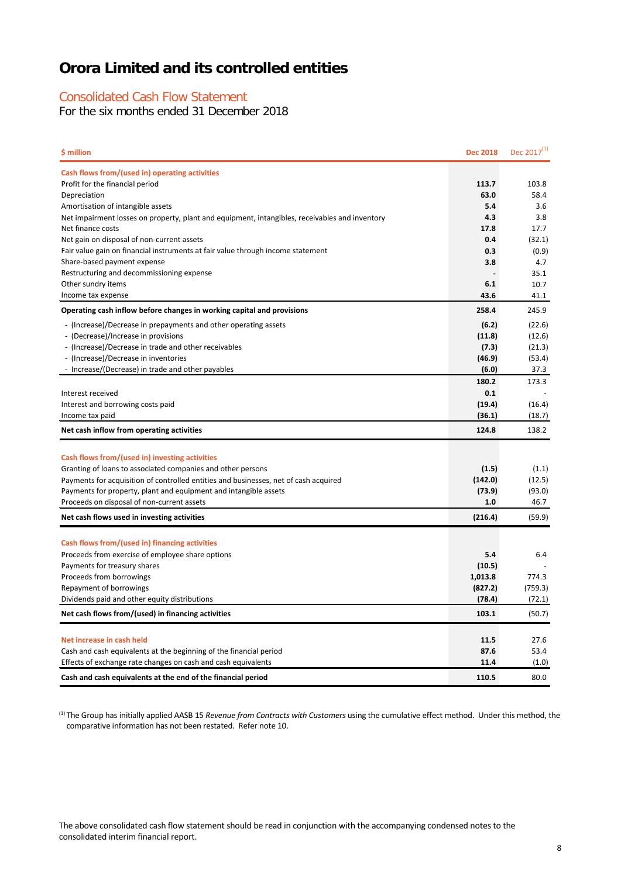# Orora Limited and its controlled entities

## Consolidated Cash Flow Statement

For the six months ended 31 December 2018

| $ million | Dec 2018 | Dec 2017[1] |
|---|---|---|
| **Cash flows from/(used in) operating activities** | | |
| Profit for the financial period | **113.7** | 103.8 |
| Depreciation | **63.0** | 58.4 |
| Amortisation of intangible assets | **5.4** | 3.6 |
| Net impairment losses on property, plant and equipment, intangibles, receivables and inventory | **4.3** | 3.8 |
| Net finance costs | **17.8** | 17.7 |
| Net gain on disposal of non-current assets | **0.4** | (32.1) |
| Fair value gain on financial instruments at fair value through income statement | **0.3** | (0.9) |
| Share-based payment expense | **3.8** | 4.7 |
| Restructuring and decommissioning expense | **-** | 35.1 |
| Other sundry items | **6.1** | 10.7 |
| Income tax expense | **43.6** | 41.1 |
| **Operating cash inflow before changes in working capital and provisions** | **258.4** | 245.9 |
| - (Increase)/Decrease in prepayments and other operating assets | **(6.2)** | (22.6) |
| - (Decrease)/Increase in provisions | **(11.8)** | (12.6) |
| - (Increase)/Decrease in trade and other receivables | **(7.3)** | (21.3) |
| - (Increase)/Decrease in inventories | **(46.9)** | (53.4) |
| - Increase/(Decrease) in trade and other payables | **(6.0)** | 37.3 |
| | **180.2** | 173.3 |
| Interest received | **0.1** | - |
| Interest and borrowing costs paid | **(19.4)** | (16.4) |
| Income tax paid | **(36.1)** | (18.7) |
| **Net cash inflow from operating activities** | **124.8** | 138.2 |
| **Cash flows from/(used in) investing activities** | | |
| Granting of loans to associated companies and other persons | **(1.5)** | (1.1) |
| Payments for acquisition of controlled entities and businesses, net of cash acquired | **(142.0)** | (12.5) |
| Payments for property, plant and equipment and intangible assets | **(73.9)** | (93.0) |
| Proceeds on disposal of non-current assets | **1.0** | 46.7 |
| **Net cash flows used in investing activities** | **(216.4)** | (59.9) |
| **Cash flows from/(used in) financing activities** | | |
| Proceeds from exercise of employee share options | **5.4** | 6.4 |
| Payments for treasury shares | **(10.5)** | - |
| Proceeds from borrowings | **1,013.8** | 774.3 |
| Repayment of borrowings | **(827.2)** | (759.3) |
| Dividends paid and other equity distributions | **(78.4)** | (72.1) |
| **Net cash flows from/(used) in financing activities** | **103.1** | (50.7) |
| **Net increase in cash held** | **11.5** | 27.6 |
| Cash and cash equivalents at the beginning of the financial period | **87.6** | 53.4 |
| Effects of exchange rate changes on cash and cash equivalents | **11.4** | (1.0) |
| **Cash and cash equivalents at the end of the financial period** | **110.5** | 80.0 |

[1] The Group has initially applied AASB 15 *Revenue from Contracts with Customers* using the cumulative effect method. Under this method, the comparative information has not been restated. Refer note 10.

The above consolidated cash flow statement should be read in conjunction with the accompanying condensed notes to the consolidated interim financial report.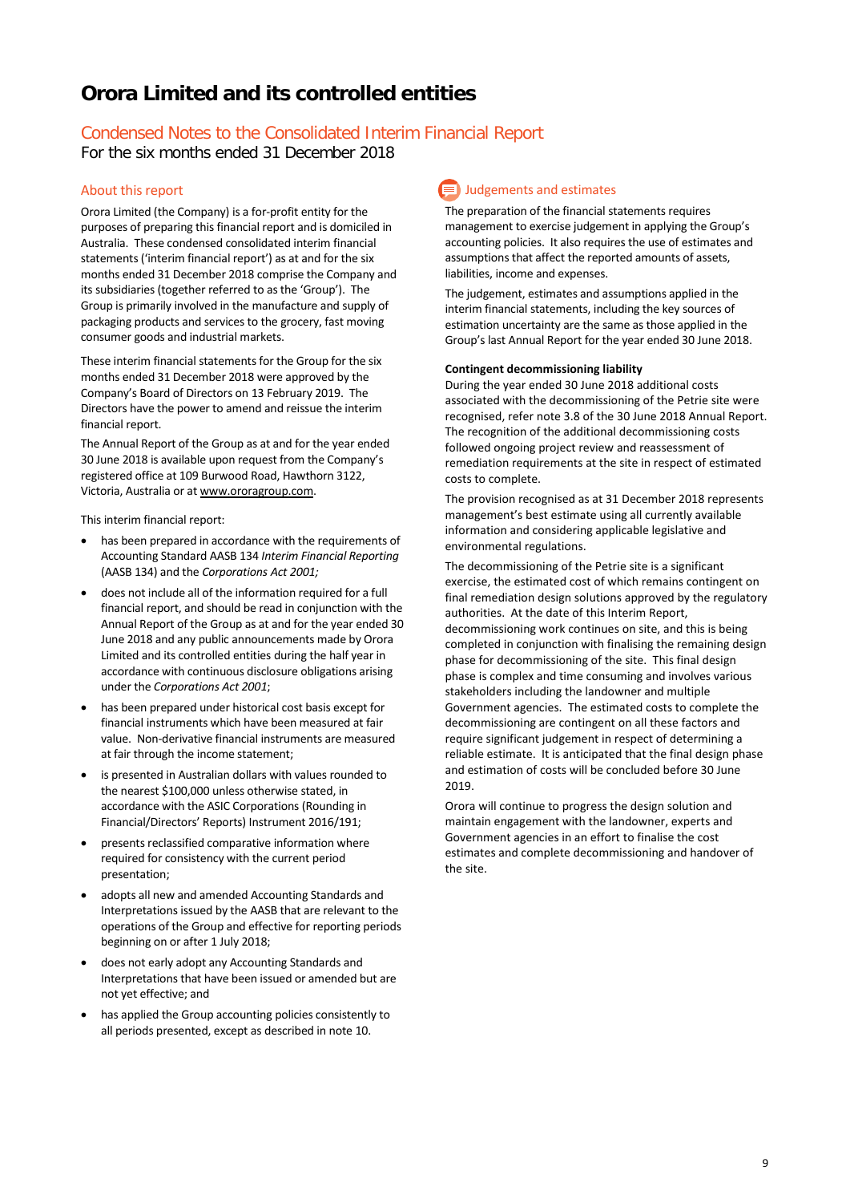# Orora Limited and its controlled entities

## Condensed Notes to the Consolidated Interim Financial Report

For the six months ended 31 December 2018

### About this report

Orora Limited (the Company) is a for-profit entity for the purposes of preparing this financial report and is domiciled in Australia. These condensed consolidated interim financial statements ('interim financial report') as at and for the six months ended 31 December 2018 comprise the Company and its subsidiaries (together referred to as the 'Group'). The Group is primarily involved in the manufacture and supply of packaging products and services to the grocery, fast moving consumer goods and industrial markets.

These interim financial statements for the Group for the six months ended 31 December 2018 were approved by the Company's Board of Directors on 13 February 2019. The Directors have the power to amend and reissue the interim financial report.

The Annual Report of the Group as at and for the year ended 30 June 2018 is available upon request from the Company's registered office at 109 Burwood Road, Hawthorn 3122, Victoria, Australia or at www.ororagroup.com.

This interim financial report:

- has been prepared in accordance with the requirements of Accounting Standard AASB 134 *Interim Financial Reporting* (AASB 134) and the *Corporations Act 2001;*
- does not include all of the information required for a full financial report, and should be read in conjunction with the Annual Report of the Group as at and for the year ended 30 June 2018 and any public announcements made by Orora Limited and its controlled entities during the half year in accordance with continuous disclosure obligations arising under the *Corporations Act 2001*;
- has been prepared under historical cost basis except for financial instruments which have been measured at fair value. Non-derivative financial instruments are measured at fair through the income statement;
- is presented in Australian dollars with values rounded to the nearest $100,000 unless otherwise stated, in accordance with the ASIC Corporations (Rounding in Financial/Directors' Reports) Instrument 2016/191;
- presents reclassified comparative information where required for consistency with the current period presentation;
- adopts all new and amended Accounting Standards and Interpretations issued by the AASB that are relevant to the operations of the Group and effective for reporting periods beginning on or after 1 July 2018;
- does not early adopt any Accounting Standards and Interpretations that have been issued or amended but are not yet effective; and
- has applied the Group accounting policies consistently to all periods presented, except as described in note 10.

### Judgements and estimates

The preparation of the financial statements requires management to exercise judgement in applying the Group's accounting policies. It also requires the use of estimates and assumptions that affect the reported amounts of assets, liabilities, income and expenses.

The judgement, estimates and assumptions applied in the interim financial statements, including the key sources of estimation uncertainty are the same as those applied in the Group's last Annual Report for the year ended 30 June 2018.

**Contingent decommissioning liability**

During the year ended 30 June 2018 additional costs associated with the decommissioning of the Petrie site were recognised, refer note 3.8 of the 30 June 2018 Annual Report. The recognition of the additional decommissioning costs followed ongoing project review and reassessment of remediation requirements at the site in respect of estimated costs to complete.

The provision recognised as at 31 December 2018 represents management's best estimate using all currently available information and considering applicable legislative and environmental regulations.

The decommissioning of the Petrie site is a significant exercise, the estimated cost of which remains contingent on final remediation design solutions approved by the regulatory authorities. At the date of this Interim Report, decommissioning work continues on site, and this is being completed in conjunction with finalising the remaining design phase for decommissioning of the site. This final design phase is complex and time consuming and involves various stakeholders including the landowner and multiple Government agencies. The estimated costs to complete the decommissioning are contingent on all these factors and require significant judgement in respect of determining a reliable estimate. It is anticipated that the final design phase and estimation of costs will be concluded before 30 June 2019.

Orora will continue to progress the design solution and maintain engagement with the landowner, experts and Government agencies in an effort to finalise the cost estimates and complete decommissioning and handover of the site.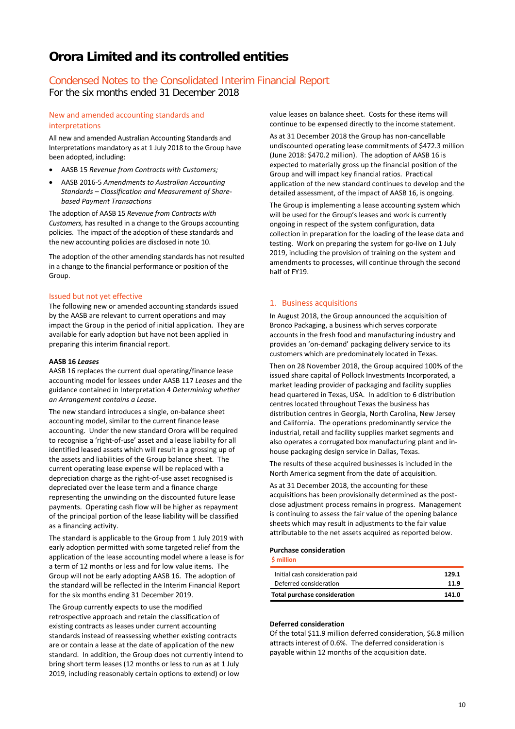# Orora Limited and its controlled entities

## Condensed Notes to the Consolidated Interim Financial Report

For the six months ended 31 December 2018

### New and amended accounting standards and interpretations

All new and amended Australian Accounting Standards and Interpretations mandatory as at 1 July 2018 to the Group have been adopted, including:

- AASB 15 *Revenue from Contracts with Customers;*
- AASB 2016-5 *Amendments to Australian Accounting Standards – Classification and Measurement of Share-based Payment Transactions*

The adoption of AASB 15 *Revenue from Contracts with Customers,* has resulted in a change to the Groups accounting policies. The impact of the adoption of these standards and the new accounting policies are disclosed in note 10.

The adoption of the other amending standards has not resulted in a change to the financial performance or position of the Group.

### Issued but not yet effective

The following new or amended accounting standards issued by the AASB are relevant to current operations and may impact the Group in the period of initial application. They are available for early adoption but have not been applied in preparing this interim financial report.

**AASB 16 *Leases***

AASB 16 replaces the current dual operating/finance lease accounting model for lessees under AASB 117 *Leases* and the guidance contained in Interpretation 4 *Determining whether an Arrangement contains a Lease*.

The new standard introduces a single, on-balance sheet accounting model, similar to the current finance lease accounting. Under the new standard Orora will be required to recognise a 'right-of-use' asset and a lease liability for all identified leased assets which will result in a grossing up of the assets and liabilities of the Group balance sheet. The current operating lease expense will be replaced with a depreciation charge as the right-of-use asset recognised is depreciated over the lease term and a finance charge representing the unwinding on the discounted future lease payments. Operating cash flow will be higher as repayment of the principal portion of the lease liability will be classified as a financing activity.

The standard is applicable to the Group from 1 July 2019 with early adoption permitted with some targeted relief from the application of the lease accounting model where a lease is for a term of 12 months or less and for low value items. The Group will not be early adopting AASB 16. The adoption of the standard will be reflected in the Interim Financial Report for the six months ending 31 December 2019.

The Group currently expects to use the modified retrospective approach and retain the classification of existing contracts as leases under current accounting standards instead of reassessing whether existing contracts are or contain a lease at the date of application of the new standard. In addition, the Group does not currently intend to bring short term leases (12 months or less to run as at 1 July 2019, including reasonably certain options to extend) or low value leases on balance sheet. Costs for these items will continue to be expensed directly to the income statement.

As at 31 December 2018 the Group has non-cancellable undiscounted operating lease commitments of $472.3 million (June 2018: $470.2 million). The adoption of AASB 16 is expected to materially gross up the financial position of the Group and will impact key financial ratios. Practical application of the new standard continues to develop and the detailed assessment, of the impact of AASB 16, is ongoing.

The Group is implementing a lease accounting system which will be used for the Group's leases and work is currently ongoing in respect of the system configuration, data collection in preparation for the loading of the lease data and testing. Work on preparing the system for go-live on 1 July 2019, including the provision of training on the system and amendments to processes, will continue through the second half of FY19.

### 1. Business acquisitions

In August 2018, the Group announced the acquisition of Bronco Packaging, a business which serves corporate accounts in the fresh food and manufacturing industry and provides an 'on-demand' packaging delivery service to its customers which are predominately located in Texas.

Then on 28 November 2018, the Group acquired 100% of the issued share capital of Pollock Investments Incorporated, a market leading provider of packaging and facility supplies head quartered in Texas, USA. In addition to 6 distribution centres located throughout Texas the business has distribution centres in Georgia, North Carolina, New Jersey and California. The operations predominantly service the industrial, retail and facility supplies market segments and also operates a corrugated box manufacturing plant and in-house packaging design service in Dallas, Texas.

The results of these acquired businesses is included in the North America segment from the date of acquisition.

As at 31 December 2018, the accounting for these acquisitions has been provisionally determined as the post-close adjustment process remains in progress. Management is continuing to assess the fair value of the opening balance sheets which may result in adjustments to the fair value attributable to the net assets acquired as reported below.

**Purchase consideration**

| $ million | |
|---|---|
| Initial cash consideration paid | **129.1** |
| Deferred consideration | **11.9** |
| **Total purchase consideration** | **141.0** |

**Deferred consideration**

Of the total $11.9 million deferred consideration, $6.8 million attracts interest of 0.6%. The deferred consideration is payable within 12 months of the acquisition date.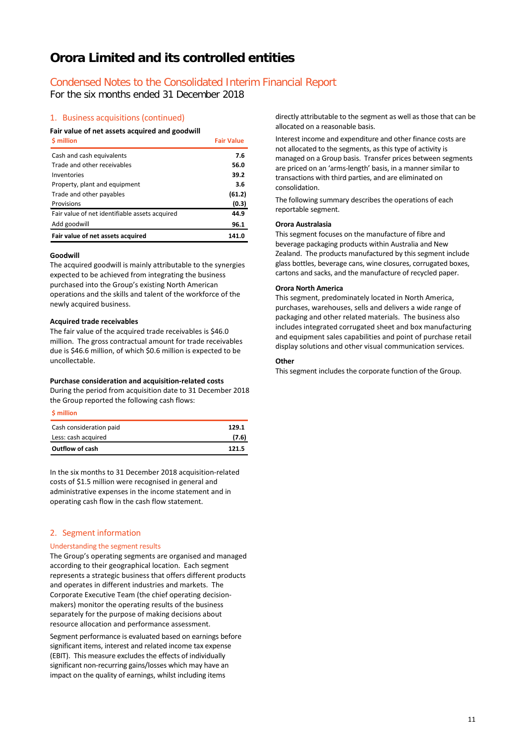# Orora Limited and its controlled entities

## Condensed Notes to the Consolidated Interim Financial Report

For the six months ended 31 December 2018

### 1. Business acquisitions (continued)

**Fair value of net assets acquired and goodwill**

| $ million | Fair Value |
|---|---|
| Cash and cash equivalents | **7.6** |
| Trade and other receivables | **56.0** |
| Inventories | **39.2** |
| Property, plant and equipment | **3.6** |
| Trade and other payables | **(61.2)** |
| Provisions | **(0.3)** |
| Fair value of net identifiable assets acquired | **44.9** |
| Add goodwill | **96.1** |
| **Fair value of net assets acquired** | **141.0** |

**Goodwill**

The acquired goodwill is mainly attributable to the synergies expected to be achieved from integrating the business purchased into the Group's existing North American operations and the skills and talent of the workforce of the newly acquired business.

**Acquired trade receivables**

The fair value of the acquired trade receivables is $46.0 million. The gross contractual amount for trade receivables due is $46.6 million, of which $0.6 million is expected to be uncollectable.

**Purchase consideration and acquisition-related costs**

During the period from acquisition date to 31 December 2018 the Group reported the following cash flows:

| $ million | |
|---|---|
| Cash consideration paid | 129.1 |
| Less: cash acquired | (7.6) |
| **Outflow of cash** | **121.5** |

In the six months to 31 December 2018 acquisition-related costs of $1.5 million were recognised in general and administrative expenses in the income statement and in operating cash flow in the cash flow statement.

### 2. Segment information

#### Understanding the segment results

The Group's operating segments are organised and managed according to their geographical location. Each segment represents a strategic business that offers different products and operates in different industries and markets. The Corporate Executive Team (the chief operating decision-makers) monitor the operating results of the business separately for the purpose of making decisions about resource allocation and performance assessment.

Segment performance is evaluated based on earnings before significant items, interest and related income tax expense (EBIT). This measure excludes the effects of individually significant non-recurring gains/losses which may have an impact on the quality of earnings, whilst including items directly attributable to the segment as well as those that can be allocated on a reasonable basis.

Interest income and expenditure and other finance costs are not allocated to the segments, as this type of activity is managed on a Group basis. Transfer prices between segments are priced on an 'arms-length' basis, in a manner similar to transactions with third parties, and are eliminated on consolidation.

The following summary describes the operations of each reportable segment.

**Orora Australasia**

This segment focuses on the manufacture of fibre and beverage packaging products within Australia and New Zealand. The products manufactured by this segment include glass bottles, beverage cans, wine closures, corrugated boxes, cartons and sacks, and the manufacture of recycled paper.

**Orora North America**

This segment, predominately located in North America, purchases, warehouses, sells and delivers a wide range of packaging and other related materials. The business also includes integrated corrugated sheet and box manufacturing and equipment sales capabilities and point of purchase retail display solutions and other visual communication services.

**Other**

This segment includes the corporate function of the Group.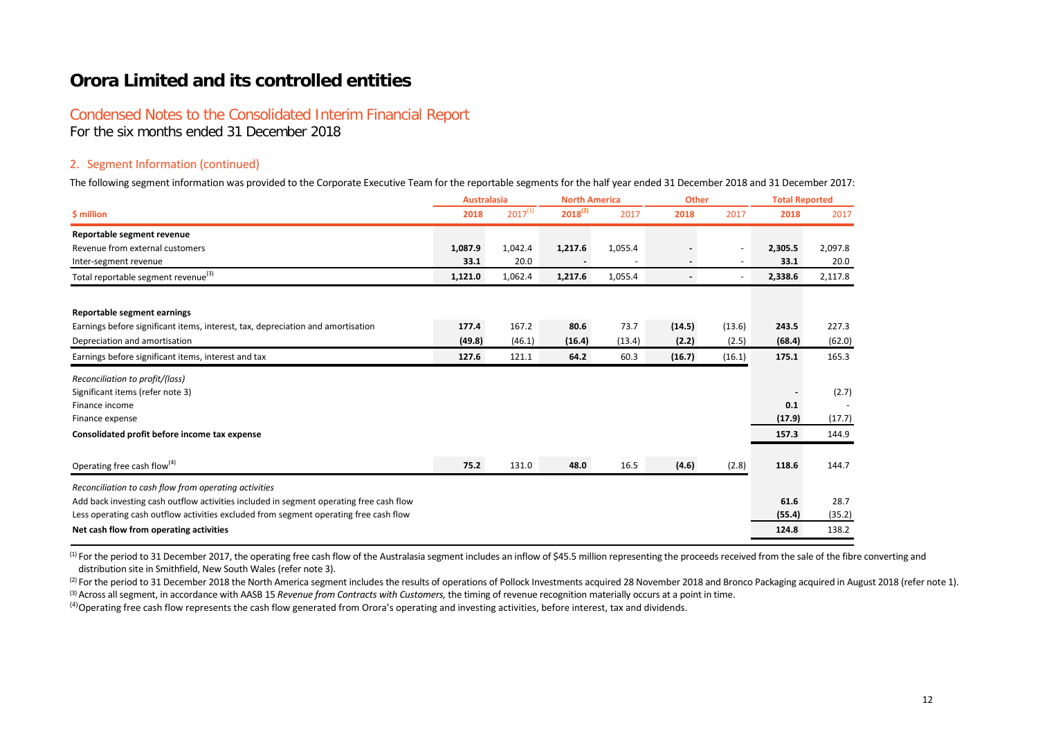# Orora Limited and its controlled entities

## Condensed Notes to the Consolidated Interim Financial Report

For the six months ended 31 December 2018

### 2. Segment Information (continued)

The following segment information was provided to the Corporate Executive Team for the reportable segments for the half year ended 31 December 2018 and 31 December 2017:

| | Australasia | | North America | | Other | | Total Reported | |
|---|---|---|---|---|---|---|---|---|
| **$ million** | **2018** | 2017[1] | **2018[2]** | 2017 | **2018** | 2017 | **2018** | 2017 |
| **Reportable segment revenue** | | | | | | | | |
| Revenue from external customers | **1,087.9** | 1,042.4 | **1,217.6** | 1,055.4 | **-** | - | **2,305.5** | 2,097.8 |
| Inter-segment revenue | **33.1** | 20.0 | **-** | - | **-** | - | **33.1** | 20.0 |
| Total reportable segment revenue[3] | **1,121.0** | 1,062.4 | **1,217.6** | 1,055.4 | **-** | - | **2,338.6** | 2,117.8 |
| **Reportable segment earnings** | | | | | | | | |
| Earnings before significant items, interest, tax, depreciation and amortisation | **177.4** | 167.2 | **80.6** | 73.7 | **(14.5)** | (13.6) | **243.5** | 227.3 |
| Depreciation and amortisation | **(49.8)** | (46.1) | **(16.4)** | (13.4) | **(2.2)** | (2.5) | **(68.4)** | (62.0) |
| Earnings before significant items, interest and tax | **127.6** | 121.1 | **64.2** | 60.3 | **(16.7)** | (16.1) | **175.1** | 165.3 |
| *Reconciliation to profit/(loss)* | | | | | | | | |
| Significant items (refer note 3) | | | | | | | **-** | (2.7) |
| Finance income | | | | | | | **0.1** | - |
| Finance expense | | | | | | | **(17.9)** | (17.7) |
| **Consolidated profit before income tax expense** | | | | | | | **157.3** | 144.9 |
| Operating free cash flow[4] | **75.2** | 131.0 | **48.0** | 16.5 | **(4.6)** | (2.8) | **118.6** | 144.7 |
| *Reconciliation to cash flow from operating activities* | | | | | | | | |
| Add back investing cash outflow activities included in segment operating free cash flow | | | | | | | **61.6** | 28.7 |
| Less operating cash outflow activities excluded from segment operating free cash flow | | | | | | | **(55.4)** | (35.2) |
| **Net cash flow from operating activities** | | | | | | | **124.8** | 138.2 |

[1] For the period to 31 December 2017, the operating free cash flow of the Australasia segment includes an inflow of $45.5 million representing the proceeds received from the sale of the fibre converting and distribution site in Smithfield, New South Wales (refer note 3).

[2] For the period to 31 December 2018 the North America segment includes the results of operations of Pollock Investments acquired 28 November 2018 and Bronco Packaging acquired in August 2018 (refer note 1).

[3] Across all segment, in accordance with AASB 15 *Revenue from Contracts with Customers,* the timing of revenue recognition materially occurs at a point in time.

[4] Operating free cash flow represents the cash flow generated from Orora's operating and investing activities, before interest, tax and dividends.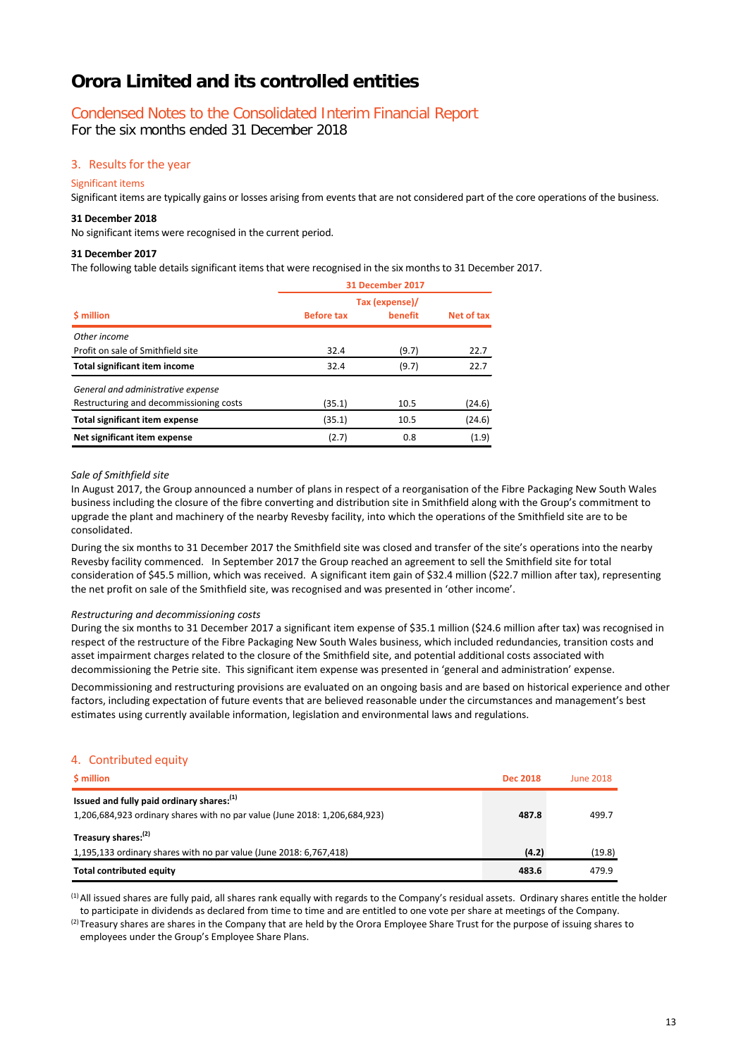# Orora Limited and its controlled entities

## Condensed Notes to the Consolidated Interim Financial Report

For the six months ended 31 December 2018

### 3. Results for the year

#### Significant items

Significant items are typically gains or losses arising from events that are not considered part of the core operations of the business.

**31 December 2018**

No significant items were recognised in the current period.

**31 December 2017**

The following table details significant items that were recognised in the six months to 31 December 2017.

| | 31 December 2017 | | |
|---|---|---|---|
| **$ million** | **Before tax** | **Tax (expense)/ benefit** | **Net of tax** |
| *Other income* | | | |
| Profit on sale of Smithfield site | 32.4 | (9.7) | 22.7 |
| **Total significant item income** | 32.4 | (9.7) | 22.7 |
| *General and administrative expense* | | | |
| Restructuring and decommissioning costs | (35.1) | 10.5 | (24.6) |
| **Total significant item expense** | (35.1) | 10.5 | (24.6) |
| **Net significant item expense** | (2.7) | 0.8 | (1.9) |

*Sale of Smithfield site*

In August 2017, the Group announced a number of plans in respect of a reorganisation of the Fibre Packaging New South Wales business including the closure of the fibre converting and distribution site in Smithfield along with the Group's commitment to upgrade the plant and machinery of the nearby Revesby facility, into which the operations of the Smithfield site are to be consolidated.

During the six months to 31 December 2017 the Smithfield site was closed and transfer of the site's operations into the nearby Revesby facility commenced. In September 2017 the Group reached an agreement to sell the Smithfield site for total consideration of $45.5 million, which was received. A significant item gain of $32.4 million ($22.7 million after tax), representing the net profit on sale of the Smithfield site, was recognised and was presented in 'other income'.

*Restructuring and decommissioning costs*

During the six months to 31 December 2017 a significant item expense of $35.1 million ($24.6 million after tax) was recognised in respect of the restructure of the Fibre Packaging New South Wales business, which included redundancies, transition costs and asset impairment charges related to the closure of the Smithfield site, and potential additional costs associated with decommissioning the Petrie site. This significant item expense was presented in 'general and administration' expense.

Decommissioning and restructuring provisions are evaluated on an ongoing basis and are based on historical experience and other factors, including expectation of future events that are believed reasonable under the circumstances and management's best estimates using currently available information, legislation and environmental laws and regulations.

### 4. Contributed equity

| $ million | Dec 2018 | June 2018 |
|---|---|---|
| **Issued and fully paid ordinary shares:**[1] | | |
| 1,206,684,923 ordinary shares with no par value (June 2018: 1,206,684,923) | **487.8** | 499.7 |
| **Treasury shares:**[2] | | |
| 1,195,133 ordinary shares with no par value (June 2018: 6,767,418) | **(4.2)** | (19.8) |
| **Total contributed equity** | **483.6** | 479.9 |

[1] All issued shares are fully paid, all shares rank equally with regards to the Company's residual assets. Ordinary shares entitle the holder to participate in dividends as declared from time to time and are entitled to one vote per share at meetings of the Company.

[2] Treasury shares are shares in the Company that are held by the Orora Employee Share Trust for the purpose of issuing shares to employees under the Group's Employee Share Plans.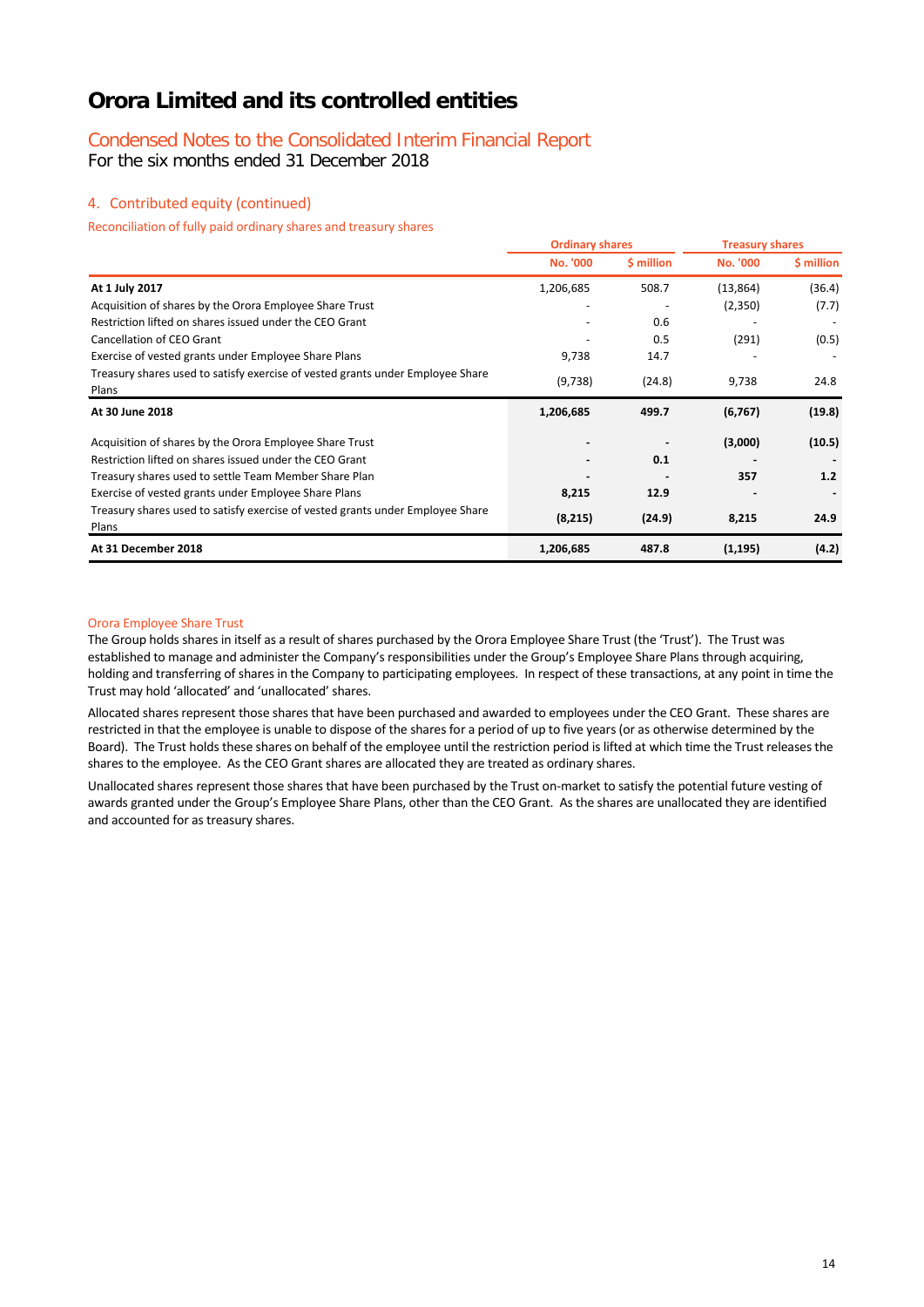# Orora Limited and its controlled entities

## Condensed Notes to the Consolidated Interim Financial Report

For the six months ended 31 December 2018

### 4. Contributed equity (continued)

Reconciliation of fully paid ordinary shares and treasury shares

| | Ordinary shares | | Treasury shares | |
|---|---|---|---|---|
| | No. '000 | $ million | No. '000 | $ million |
| **At 1 July 2017** | 1,206,685 | 508.7 | (13,864) | (36.4) |
| Acquisition of shares by the Orora Employee Share Trust | - | - | (2,350) | (7.7) |
| Restriction lifted on shares issued under the CEO Grant | - | 0.6 | - | - |
| Cancellation of CEO Grant | - | 0.5 | (291) | (0.5) |
| Exercise of vested grants under Employee Share Plans | 9,738 | 14.7 | - | - |
| Treasury shares used to satisfy exercise of vested grants under Employee Share Plans | (9,738) | (24.8) | 9,738 | 24.8 |
| **At 30 June 2018** | **1,206,685** | **499.7** | **(6,767)** | **(19.8)** |
| Acquisition of shares by the Orora Employee Share Trust | **-** | **-** | **(3,000)** | **(10.5)** |
| Restriction lifted on shares issued under the CEO Grant | **-** | **0.1** | **-** | **-** |
| Treasury shares used to settle Team Member Share Plan | **-** | **-** | **357** | **1.2** |
| Exercise of vested grants under Employee Share Plans | **8,215** | **12.9** | **-** | **-** |
| Treasury shares used to satisfy exercise of vested grants under Employee Share Plans | **(8,215)** | **(24.9)** | **8,215** | **24.9** |
| **At 31 December 2018** | **1,206,685** | **487.8** | **(1,195)** | **(4.2)** |

#### Orora Employee Share Trust

The Group holds shares in itself as a result of shares purchased by the Orora Employee Share Trust (the 'Trust'). The Trust was established to manage and administer the Company's responsibilities under the Group's Employee Share Plans through acquiring, holding and transferring of shares in the Company to participating employees. In respect of these transactions, at any point in time the Trust may hold 'allocated' and 'unallocated' shares.

Allocated shares represent those shares that have been purchased and awarded to employees under the CEO Grant. These shares are restricted in that the employee is unable to dispose of the shares for a period of up to five years (or as otherwise determined by the Board). The Trust holds these shares on behalf of the employee until the restriction period is lifted at which time the Trust releases the shares to the employee. As the CEO Grant shares are allocated they are treated as ordinary shares.

Unallocated shares represent those shares that have been purchased by the Trust on-market to satisfy the potential future vesting of awards granted under the Group's Employee Share Plans, other than the CEO Grant. As the shares are unallocated they are identified and accounted for as treasury shares.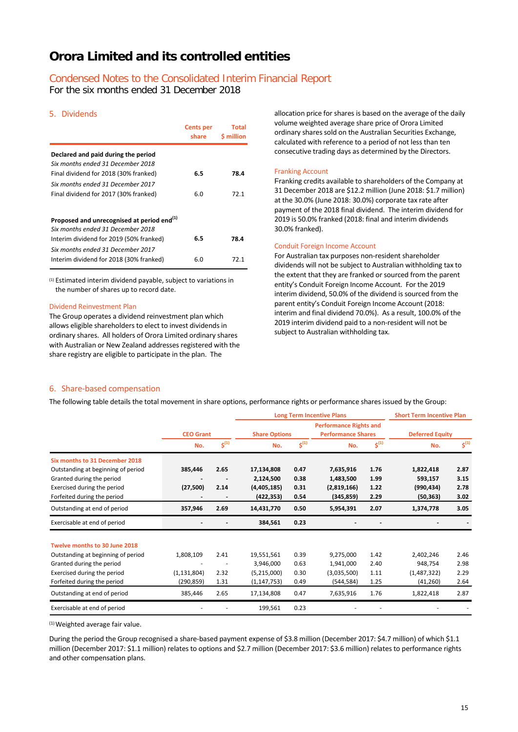# Orora Limited and its controlled entities

## Condensed Notes to the Consolidated Interim Financial Report

For the six months ended 31 December 2018

### 5. Dividends

| | Cents per share | Total $ million |
|---|---|---|
| **Declared and paid during the period** | | |
| *Six months ended 31 December 2018* | | |
| Final dividend for 2018 (30% franked) | **6.5** | **78.4** |
| *Six months ended 31 December 2017* | | |
| Final dividend for 2017 (30% franked) | 6.0 | 72.1 |
| | | |
| **Proposed and unrecognised at period end[1]** | | |
| *Six months ended 31 December 2018* | | |
| Interim dividend for 2019 (50% franked) | **6.5** | **78.4** |
| *Six months ended 31 December 2017* | | |
| Interim dividend for 2018 (30% franked) | 6.0 | 72.1 |

[1] Estimated interim dividend payable, subject to variations in the number of shares up to record date.

#### Dividend Reinvestment Plan

The Group operates a dividend reinvestment plan which allows eligible shareholders to elect to invest dividends in ordinary shares. All holders of Orora Limited ordinary shares with Australian or New Zealand addresses registered with the share registry are eligible to participate in the plan. The allocation price for shares is based on the average of the daily volume weighted average share price of Orora Limited ordinary shares sold on the Australian Securities Exchange, calculated with reference to a period of not less than ten consecutive trading days as determined by the Directors.

#### Franking Account

Franking credits available to shareholders of the Company at 31 December 2018 are $12.2 million (June 2018: $1.7 million) at the 30.0% (June 2018: 30.0%) corporate tax rate after payment of the 2018 final dividend. The interim dividend for 2019 is 50.0% franked (2018: final and interim dividends 30.0% franked).

#### Conduit Foreign Income Account

For Australian tax purposes non-resident shareholder dividends will not be subject to Australian withholding tax to the extent that they are franked or sourced from the parent entity's Conduit Foreign Income Account. For the 2019 interim dividend, 50.0% of the dividend is sourced from the parent entity's Conduit Foreign Income Account (2018: interim and final dividend 70.0%). As a result, 100.0% of the 2019 interim dividend paid to a non-resident will not be subject to Australian withholding tax.

### 6. Share-based compensation

The following table details the total movement in share options, performance rights or performance shares issued by the Group:

| | | | Long Term Incentive Plans | | | | Short Term Incentive Plan | |
|---|---|---|---|---|---|---|---|---|
| | CEO Grant | | Share Options | | Performance Rights and Performance Shares | | Deferred Equity | |
| | No. | $[1] | No. | $[1] | No. | $[1] | No. | $[1] |
| **Six months to 31 December 2018** | | | | | | | | |
| Outstanding at beginning of period | **385,446** | **2.65** | **17,134,808** | **0.47** | **7,635,916** | **1.76** | **1,822,418** | **2.87** |
| Granted during the period | **-** | **-** | **2,124,500** | **0.38** | **1,483,500** | **1.99** | **593,157** | **3.15** |
| Exercised during the period | **(27,500)** | **2.14** | **(4,405,185)** | **0.31** | **(2,819,166)** | **1.22** | **(990,434)** | **2.78** |
| Forfeited during the period | **-** | **-** | **(422,353)** | **0.54** | **(345,859)** | **2.29** | **(50,363)** | **3.02** |
| Outstanding at end of period | **357,946** | **2.69** | **14,431,770** | **0.50** | **5,954,391** | **2.07** | **1,374,778** | **3.05** |
| Exercisable at end of period | **-** | **-** | **384,561** | **0.23** | **-** | **-** | **-** | **-** |
| | | | | | | | | |
| **Twelve months to 30 June 2018** | | | | | | | | |
| Outstanding at beginning of period | 1,808,109 | 2.41 | 19,551,561 | 0.39 | 9,275,000 | 1.42 | 2,402,246 | 2.46 |
| Granted during the period | - | - | 3,946,000 | 0.63 | 1,941,000 | 2.40 | 948,754 | 2.98 |
| Exercised during the period | (1,131,804) | 2.32 | (5,215,000) | 0.30 | (3,035,500) | 1.11 | (1,487,322) | 2.29 |
| Forfeited during the period | (290,859) | 1.31 | (1,147,753) | 0.49 | (544,584) | 1.25 | (41,260) | 2.64 |
| Outstanding at end of period | 385,446 | 2.65 | 17,134,808 | 0.47 | 7,635,916 | 1.76 | 1,822,418 | 2.87 |
| Exercisable at end of period | - | - | 199,561 | 0.23 | - | - | - | - |

[1] Weighted average fair value.

During the period the Group recognised a share-based payment expense of $3.8 million (December 2017: $4.7 million) of which $1.1 million (December 2017: $1.1 million) relates to options and $2.7 million (December 2017: $3.6 million) relates to performance rights and other compensation plans.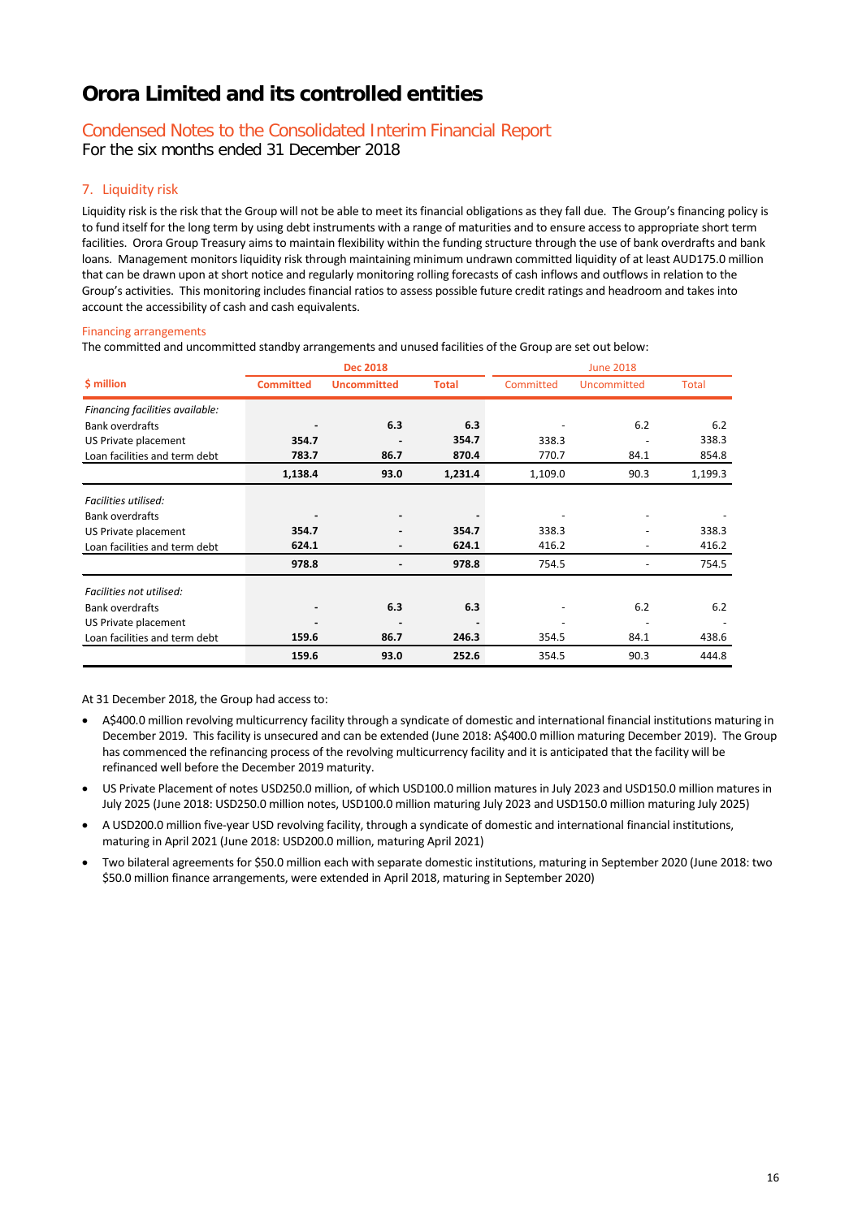# Orora Limited and its controlled entities

## Condensed Notes to the Consolidated Interim Financial Report

For the six months ended 31 December 2018

### 7. Liquidity risk

Liquidity risk is the risk that the Group will not be able to meet its financial obligations as they fall due. The Group's financing policy is to fund itself for the long term by using debt instruments with a range of maturities and to ensure access to appropriate short term facilities. Orora Group Treasury aims to maintain flexibility within the funding structure through the use of bank overdrafts and bank loans. Management monitors liquidity risk through maintaining minimum undrawn committed liquidity of at least AUD175.0 million that can be drawn upon at short notice and regularly monitoring rolling forecasts of cash inflows and outflows in relation to the Group's activities. This monitoring includes financial ratios to assess possible future credit ratings and headroom and takes into account the accessibility of cash and cash equivalents.

#### Financing arrangements

The committed and uncommitted standby arrangements and unused facilities of the Group are set out below:

| | Dec 2018 | | | June 2018 | | |
|---|---|---|---|---|---|---|
| **$ million** | **Committed** | **Uncommitted** | **Total** | Committed | Uncommitted | Total |
| *Financing facilities available:* | | | | | | |
| Bank overdrafts | **-** | **6.3** | **6.3** | - | 6.2 | 6.2 |
| US Private placement | **354.7** | **-** | **354.7** | 338.3 | - | 338.3 |
| Loan facilities and term debt | **783.7** | **86.7** | **870.4** | 770.7 | 84.1 | 854.8 |
| | **1,138.4** | **93.0** | **1,231.4** | 1,109.0 | 90.3 | 1,199.3 |
| *Facilities utilised:* | | | | | | |
| Bank overdrafts | **-** | **-** | **-** | - | - | - |
| US Private placement | **354.7** | **-** | **354.7** | 338.3 | - | 338.3 |
| Loan facilities and term debt | **624.1** | **-** | **624.1** | 416.2 | - | 416.2 |
| | **978.8** | **-** | **978.8** | 754.5 | - | 754.5 |
| *Facilities not utilised:* | | | | | | |
| Bank overdrafts | **-** | **6.3** | **6.3** | - | 6.2 | 6.2 |
| US Private placement | **-** | **-** | **-** | - | - | - |
| Loan facilities and term debt | **159.6** | **86.7** | **246.3** | 354.5 | 84.1 | 438.6 |
| | **159.6** | **93.0** | **252.6** | 354.5 | 90.3 | 444.8 |

At 31 December 2018, the Group had access to:

- A$400.0 million revolving multicurrency facility through a syndicate of domestic and international financial institutions maturing in December 2019. This facility is unsecured and can be extended (June 2018: A$400.0 million maturing December 2019). The Group has commenced the refinancing process of the revolving multicurrency facility and it is anticipated that the facility will be refinanced well before the December 2019 maturity.
- US Private Placement of notes USD250.0 million, of which USD100.0 million matures in July 2023 and USD150.0 million matures in July 2025 (June 2018: USD250.0 million notes, USD100.0 million maturing July 2023 and USD150.0 million maturing July 2025)
- A USD200.0 million five-year USD revolving facility, through a syndicate of domestic and international financial institutions, maturing in April 2021 (June 2018: USD200.0 million, maturing April 2021)
- Two bilateral agreements for $50.0 million each with separate domestic institutions, maturing in September 2020 (June 2018: two $50.0 million finance arrangements, were extended in April 2018, maturing in September 2020)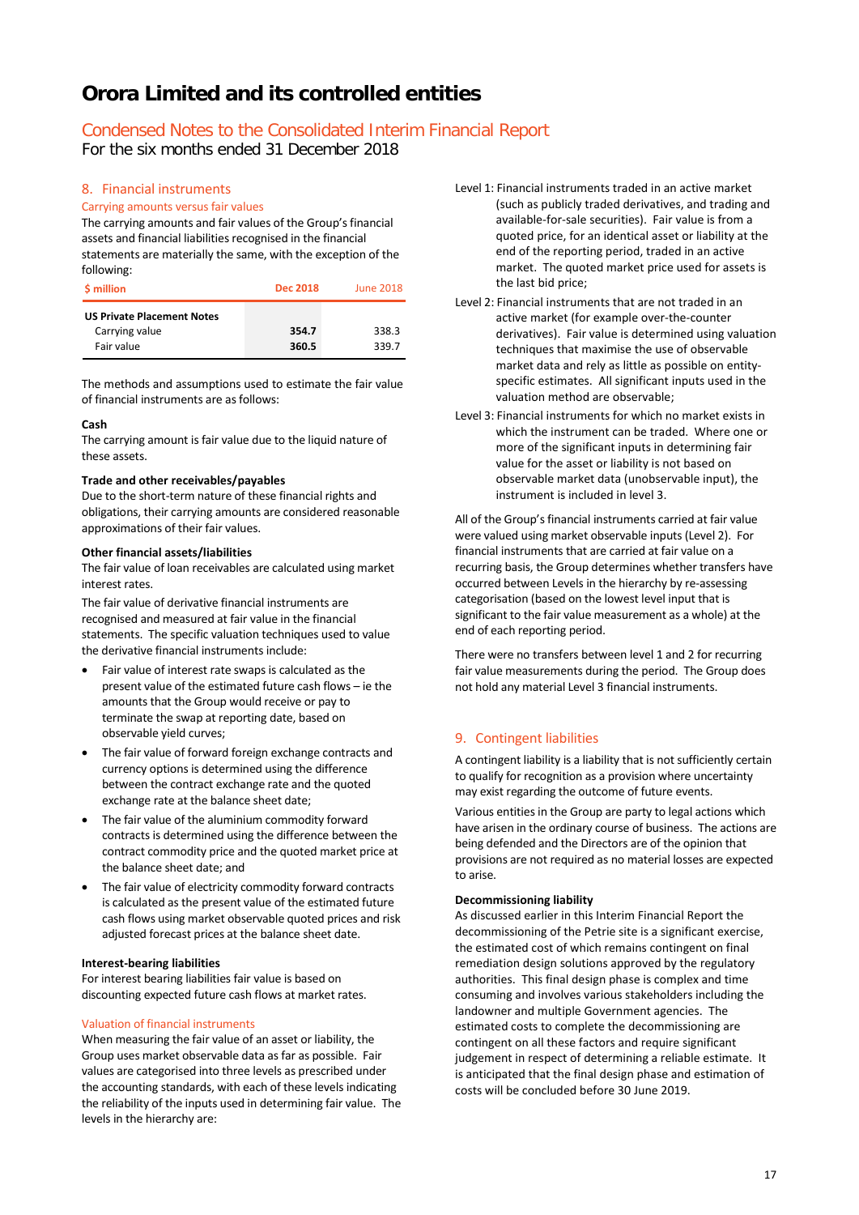# Orora Limited and its controlled entities

## Condensed Notes to the Consolidated Interim Financial Report

For the six months ended 31 December 2018

### 8. Financial instruments

#### Carrying amounts versus fair values

The carrying amounts and fair values of the Group's financial assets and financial liabilities recognised in the financial statements are materially the same, with the exception of the following:

| $ million | Dec 2018 | June 2018 |
|---|---|---|
| **US Private Placement Notes** | | |
| Carrying value | **354.7** | 338.3 |
| Fair value | **360.5** | 339.7 |

The methods and assumptions used to estimate the fair value of financial instruments are as follows:

**Cash**

The carrying amount is fair value due to the liquid nature of these assets.

**Trade and other receivables/payables**

Due to the short-term nature of these financial rights and obligations, their carrying amounts are considered reasonable approximations of their fair values.

**Other financial assets/liabilities**

The fair value of loan receivables are calculated using market interest rates.

The fair value of derivative financial instruments are recognised and measured at fair value in the financial statements. The specific valuation techniques used to value the derivative financial instruments include:

- Fair value of interest rate swaps is calculated as the present value of the estimated future cash flows – ie the amounts that the Group would receive or pay to terminate the swap at reporting date, based on observable yield curves;
- The fair value of forward foreign exchange contracts and currency options is determined using the difference between the contract exchange rate and the quoted exchange rate at the balance sheet date;
- The fair value of the aluminium commodity forward contracts is determined using the difference between the contract commodity price and the quoted market price at the balance sheet date; and
- The fair value of electricity commodity forward contracts is calculated as the present value of the estimated future cash flows using market observable quoted prices and risk adjusted forecast prices at the balance sheet date.

**Interest-bearing liabilities**

For interest bearing liabilities fair value is based on discounting expected future cash flows at market rates.

#### Valuation of financial instruments

When measuring the fair value of an asset or liability, the Group uses market observable data as far as possible. Fair values are categorised into three levels as prescribed under the accounting standards, with each of these levels indicating the reliability of the inputs used in determining fair value. The levels in the hierarchy are:

Level 1: Financial instruments traded in an active market (such as publicly traded derivatives, and trading and available-for-sale securities). Fair value is from a quoted price, for an identical asset or liability at the end of the reporting period, traded in an active market. The quoted market price used for assets is the last bid price;

Level 2: Financial instruments that are not traded in an active market (for example over-the-counter derivatives). Fair value is determined using valuation techniques that maximise the use of observable market data and rely as little as possible on entity-specific estimates. All significant inputs used in the valuation method are observable;

Level 3: Financial instruments for which no market exists in which the instrument can be traded. Where one or more of the significant inputs in determining fair value for the asset or liability is not based on observable market data (unobservable input), the instrument is included in level 3.

All of the Group's financial instruments carried at fair value were valued using market observable inputs (Level 2). For financial instruments that are carried at fair value on a recurring basis, the Group determines whether transfers have occurred between Levels in the hierarchy by re-assessing categorisation (based on the lowest level input that is significant to the fair value measurement as a whole) at the end of each reporting period.

There were no transfers between level 1 and 2 for recurring fair value measurements during the period. The Group does not hold any material Level 3 financial instruments.

### 9. Contingent liabilities

A contingent liability is a liability that is not sufficiently certain to qualify for recognition as a provision where uncertainty may exist regarding the outcome of future events.

Various entities in the Group are party to legal actions which have arisen in the ordinary course of business. The actions are being defended and the Directors are of the opinion that provisions are not required as no material losses are expected to arise.

**Decommissioning liability**

As discussed earlier in this Interim Financial Report the decommissioning of the Petrie site is a significant exercise, the estimated cost of which remains contingent on final remediation design solutions approved by the regulatory authorities. This final design phase is complex and time consuming and involves various stakeholders including the landowner and multiple Government agencies. The estimated costs to complete the decommissioning are contingent on all these factors and require significant judgement in respect of determining a reliable estimate. It is anticipated that the final design phase and estimation of costs will be concluded before 30 June 2019.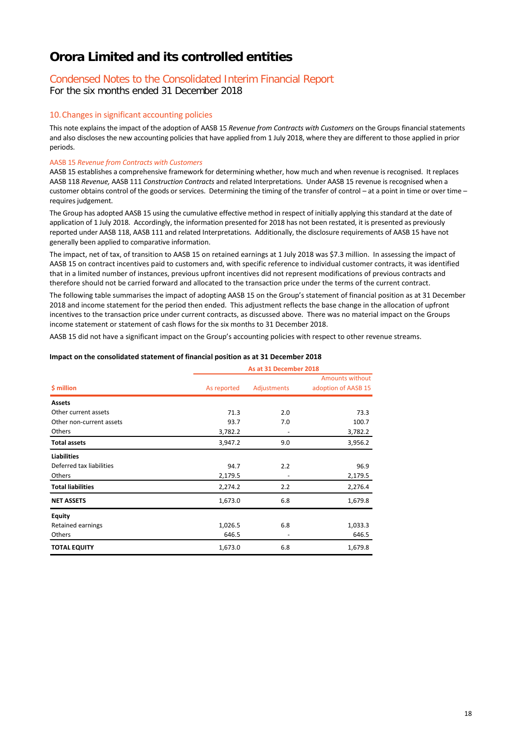# Orora Limited and its controlled entities

## Condensed Notes to the Consolidated Interim Financial Report

For the six months ended 31 December 2018

### 10. Changes in significant accounting policies

This note explains the impact of the adoption of AASB 15 *Revenue from Contracts with Customers* on the Groups financial statements and also discloses the new accounting policies that have applied from 1 July 2018, where they are different to those applied in prior periods.

#### AASB 15 *Revenue from Contracts with Customers*

AASB 15 establishes a comprehensive framework for determining whether, how much and when revenue is recognised. It replaces AASB 118 *Revenue,* AASB 111 *Construction Contracts* and related Interpretations. Under AASB 15 revenue is recognised when a customer obtains control of the goods or services. Determining the timing of the transfer of control – at a point in time or over time – requires judgement.

The Group has adopted AASB 15 using the cumulative effective method in respect of initially applying this standard at the date of application of 1 July 2018. Accordingly, the information presented for 2018 has not been restated, it is presented as previously reported under AASB 118, AASB 111 and related Interpretations. Additionally, the disclosure requirements of AASB 15 have not generally been applied to comparative information.

The impact, net of tax, of transition to AASB 15 on retained earnings at 1 July 2018 was $7.3 million. In assessing the impact of AASB 15 on contract incentives paid to customers and, with specific reference to individual customer contracts, it was identified that in a limited number of instances, previous upfront incentives did not represent modifications of previous contracts and therefore should not be carried forward and allocated to the transaction price under the terms of the current contract.

The following table summarises the impact of adopting AASB 15 on the Group's statement of financial position as at 31 December 2018 and income statement for the period then ended. This adjustment reflects the base change in the allocation of upfront incentives to the transaction price under current contracts, as discussed above. There was no material impact on the Groups income statement or statement of cash flows for the six months to 31 December 2018.

AASB 15 did not have a significant impact on the Group's accounting policies with respect to other revenue streams.

**Impact on the consolidated statement of financial position as at 31 December 2018**

| | As at 31 December 2018 | | |
|---|---|---|---|
| **$ million** | As reported | Adjustments | Amounts without adoption of AASB 15 |
| **Assets** | | | |
| Other current assets | 71.3 | 2.0 | 73.3 |
| Other non-current assets | 93.7 | 7.0 | 100.7 |
| Others | 3,782.2 | - | 3,782.2 |
| **Total assets** | 3,947.2 | 9.0 | 3,956.2 |
| **Liabilities** | | | |
| Deferred tax liabilities | 94.7 | 2.2 | 96.9 |
| Others | 2,179.5 | - | 2,179.5 |
| **Total liabilities** | 2,274.2 | 2.2 | 2,276.4 |
| **NET ASSETS** | 1,673.0 | 6.8 | 1,679.8 |
| **Equity** | | | |
| Retained earnings | 1,026.5 | 6.8 | 1,033.3 |
| Others | 646.5 | - | 646.5 |
| **TOTAL EQUITY** | 1,673.0 | 6.8 | 1,679.8 |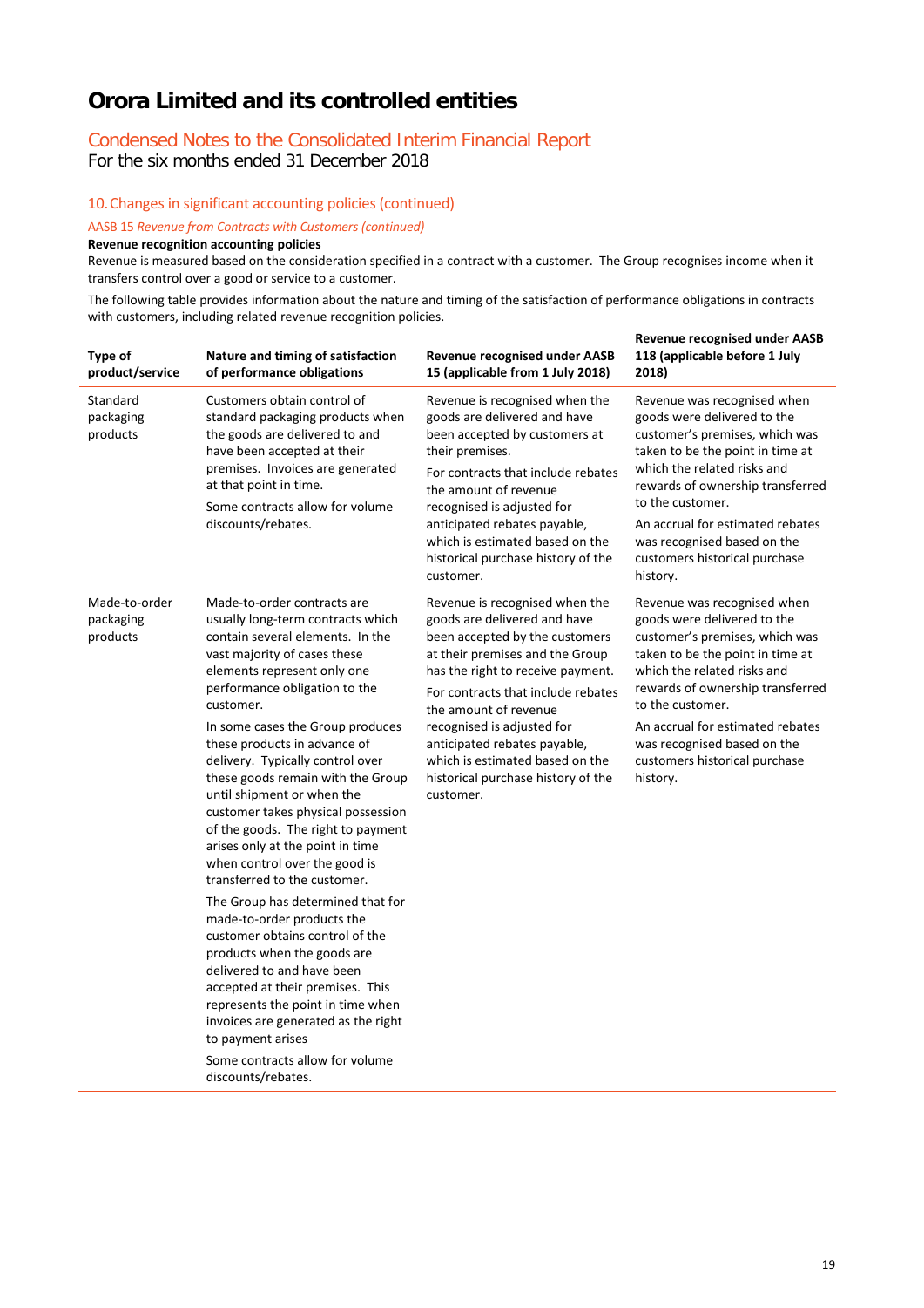# Orora Limited and its controlled entities

## Condensed Notes to the Consolidated Interim Financial Report

For the six months ended 31 December 2018

### 10. Changes in significant accounting policies (continued)

#### AASB 15 *Revenue from Contracts with Customers (continued)*

**Revenue recognition accounting policies**

Revenue is measured based on the consideration specified in a contract with a customer. The Group recognises income when it transfers control over a good or service to a customer.

The following table provides information about the nature and timing of the satisfaction of performance obligations in contracts with customers, including related revenue recognition policies.

| Type of product/service | Nature and timing of satisfaction of performance obligations | Revenue recognised under AASB 15 (applicable from 1 July 2018) | Revenue recognised under AASB 118 (applicable before 1 July 2018) |
|---|---|---|---|
| Standard packaging products | Customers obtain control of standard packaging products when the goods are delivered to and have been accepted at their premises. Invoices are generated at that point in time.<br><br>Some contracts allow for volume discounts/rebates. | Revenue is recognised when the goods are delivered and have been accepted by customers at their premises.<br><br>For contracts that include rebates the amount of revenue recognised is adjusted for anticipated rebates payable, which is estimated based on the historical purchase history of the customer. | Revenue was recognised when goods were delivered to the customer's premises, which was taken to be the point in time at which the related risks and rewards of ownership transferred to the customer.<br><br>An accrual for estimated rebates was recognised based on the customers historical purchase history. |
| Made-to-order packaging products | Made-to-order contracts are usually long-term contracts which contain several elements. In the vast majority of cases these elements represent only one performance obligation to the customer.<br><br>In some cases the Group produces these products in advance of delivery. Typically control over these goods remain with the Group until shipment or when the customer takes physical possession of the goods. The right to payment arises only at the point in time when control over the good is transferred to the customer.<br><br>The Group has determined that for made-to-order products the customer obtains control of the products when the goods are delivered to and have been accepted at their premises. This represents the point in time when invoices are generated as the right to payment arises<br><br>Some contracts allow for volume discounts/rebates. | Revenue is recognised when the goods are delivered and have been accepted by the customers at their premises and the Group has the right to receive payment.<br><br>For contracts that include rebates the amount of revenue recognised is adjusted for anticipated rebates payable, which is estimated based on the historical purchase history of the customer. | Revenue was recognised when goods were delivered to the customer's premises, which was taken to be the point in time at which the related risks and rewards of ownership transferred to the customer.<br><br>An accrual for estimated rebates was recognised based on the customers historical purchase history. |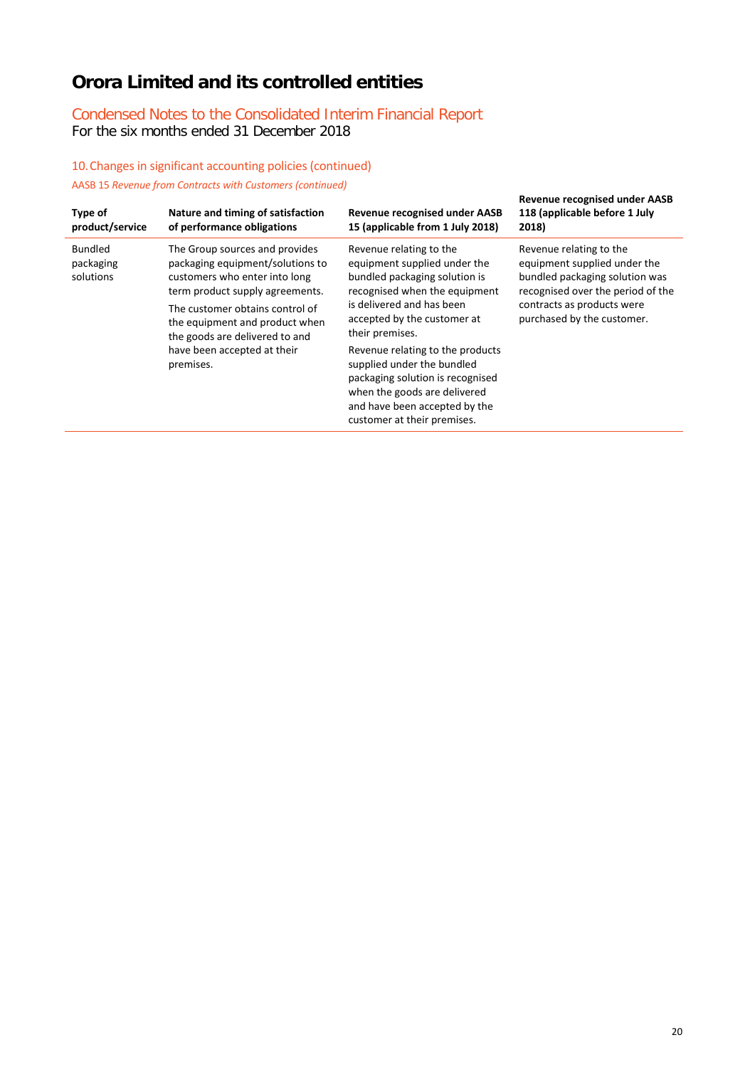# Orora Limited and its controlled entities

## Condensed Notes to the Consolidated Interim Financial Report
For the six months ended 31 December 2018

### 10. Changes in significant accounting policies (continued)

AASB 15 *Revenue from Contracts with Customers (continued)*

| Type of product/service | Nature and timing of satisfaction of performance obligations | Revenue recognised under AASB 15 (applicable from 1 July 2018) | Revenue recognised under AASB 118 (applicable before 1 July 2018) |
|---|---|---|---|
| Bundled packaging solutions | The Group sources and provides packaging equipment/solutions to customers who enter into long term product supply agreements.<br>The customer obtains control of the equipment and product when the goods are delivered to and have been accepted at their premises. | Revenue relating to the equipment supplied under the bundled packaging solution is recognised when the equipment is delivered and has been accepted by the customer at their premises.<br>Revenue relating to the products supplied under the bundled packaging solution is recognised when the goods are delivered and have been accepted by the customer at their premises. | Revenue relating to the equipment supplied under the bundled packaging solution was recognised over the period of the contracts as products were purchased by the customer. |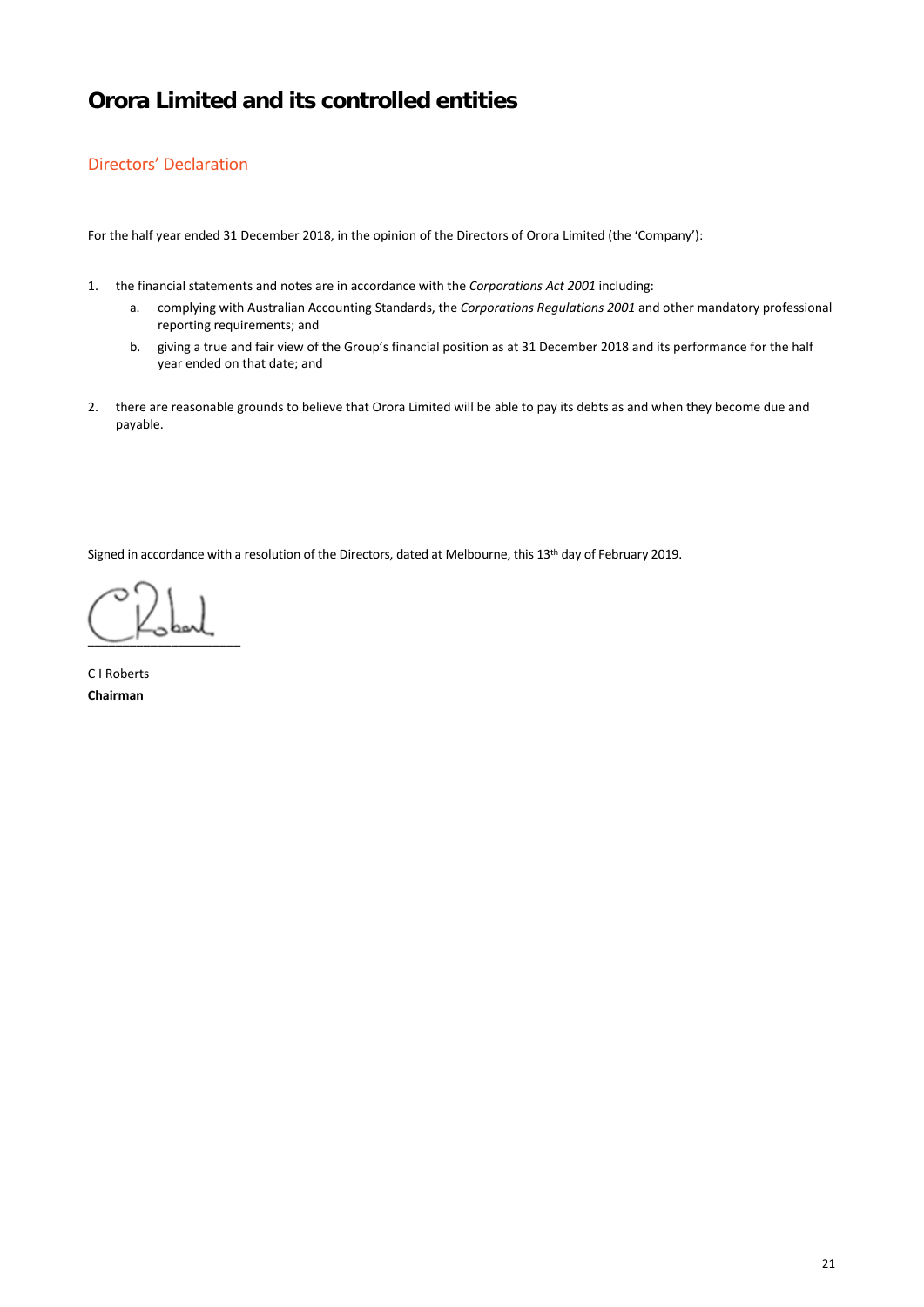# Orora Limited and its controlled entities

## Directors' Declaration

For the half year ended 31 December 2018, in the opinion of the Directors of Orora Limited (the 'Company'):

1. the financial statements and notes are in accordance with the *Corporations Act 2001* including:
   a. complying with Australian Accounting Standards, the *Corporations Regulations 2001* and other mandatory professional reporting requirements; and
   b. giving a true and fair view of the Group's financial position as at 31 December 2018 and its performance for the half year ended on that date; and

2. there are reasonable grounds to believe that Orora Limited will be able to pay its debts as and when they become due and payable.

Signed in accordance with a resolution of the Directors, dated at Melbourne, this 13th day of February 2019.

\_\_\_\_\_\_\_\_\_\_\_\_\_\_\_\_\_\_\_\_\_\_\_\_

C I Roberts
**Chairman**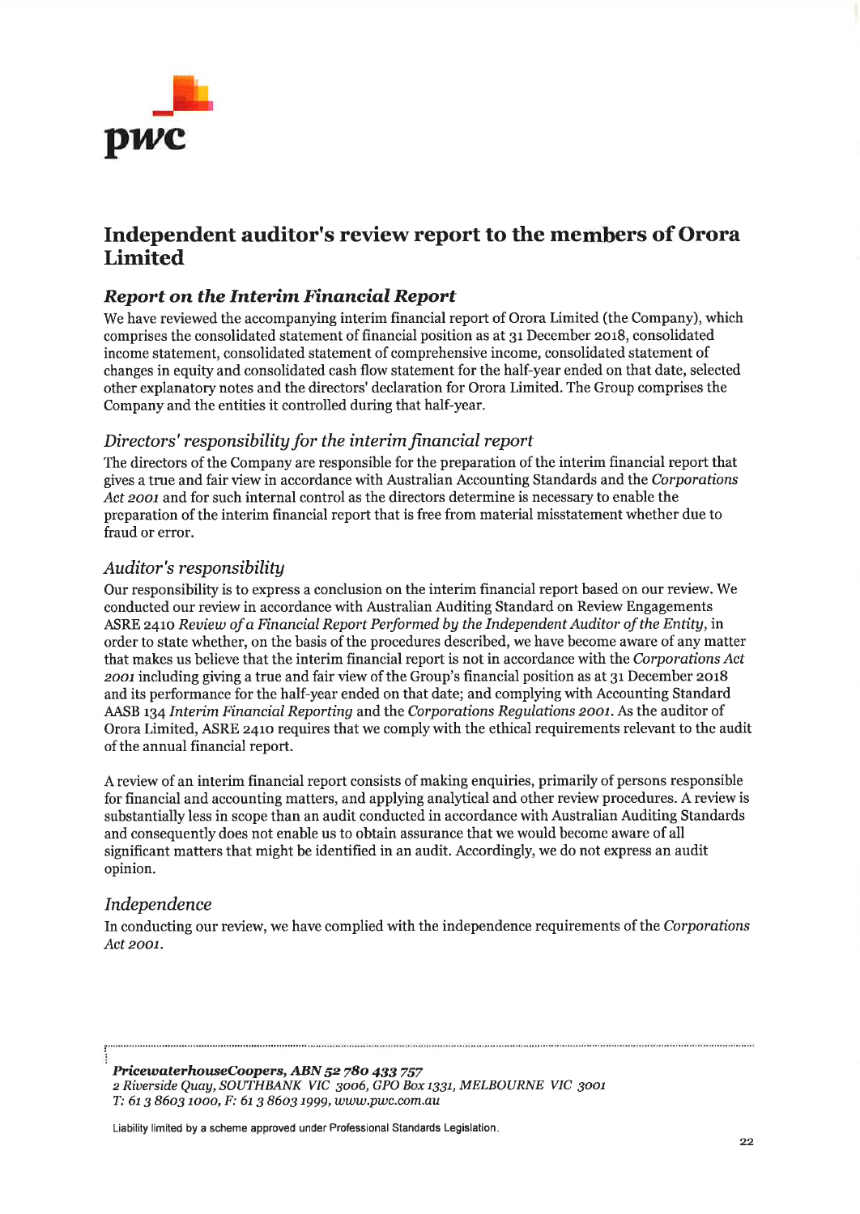# Independent auditor's review report to the members of Orora Limited

## *Report on the Interim Financial Report*

We have reviewed the accompanying interim financial report of Orora Limited (the Company), which comprises the consolidated statement of financial position as at 31 December 2018, consolidated income statement, consolidated statement of comprehensive income, consolidated statement of changes in equity and consolidated cash flow statement for the half-year ended on that date, selected other explanatory notes and the directors' declaration for Orora Limited. The Group comprises the Company and the entities it controlled during that half-year.

### *Directors' responsibility for the interim financial report*

The directors of the Company are responsible for the preparation of the interim financial report that gives a true and fair view in accordance with Australian Accounting Standards and the *Corporations Act 2001* and for such internal control as the directors determine is necessary to enable the preparation of the interim financial report that is free from material misstatement whether due to fraud or error.

### *Auditor's responsibility*

Our responsibility is to express a conclusion on the interim financial report based on our review. We conducted our review in accordance with Australian Auditing Standard on Review Engagements ASRE 2410 *Review of a Financial Report Performed by the Independent Auditor of the Entity*, in order to state whether, on the basis of the procedures described, we have become aware of any matter that makes us believe that the interim financial report is not in accordance with the *Corporations Act 2001* including giving a true and fair view of the Group's financial position as at 31 December 2018 and its performance for the half-year ended on that date; and complying with Accounting Standard AASB 134 *Interim Financial Reporting* and the *Corporations Regulations 2001*. As the auditor of Orora Limited, ASRE 2410 requires that we comply with the ethical requirements relevant to the audit of the annual financial report.

A review of an interim financial report consists of making enquiries, primarily of persons responsible for financial and accounting matters, and applying analytical and other review procedures. A review is substantially less in scope than an audit conducted in accordance with Australian Auditing Standards and consequently does not enable us to obtain assurance that we would become aware of all significant matters that might be identified in an audit. Accordingly, we do not express an audit opinion.

### *Independence*

In conducting our review, we have complied with the independence requirements of the *Corporations Act 2001*.

***PricewaterhouseCoopers, ABN 52 780 433 757***
*2 Riverside Quay, SOUTHBANK VIC 3006, GPO Box 1331, MELBOURNE VIC 3001*
*T: 61 3 8603 1000, F: 61 3 8603 1999, www.pwc.com.au*

Liability limited by a scheme approved under Professional Standards Legislation.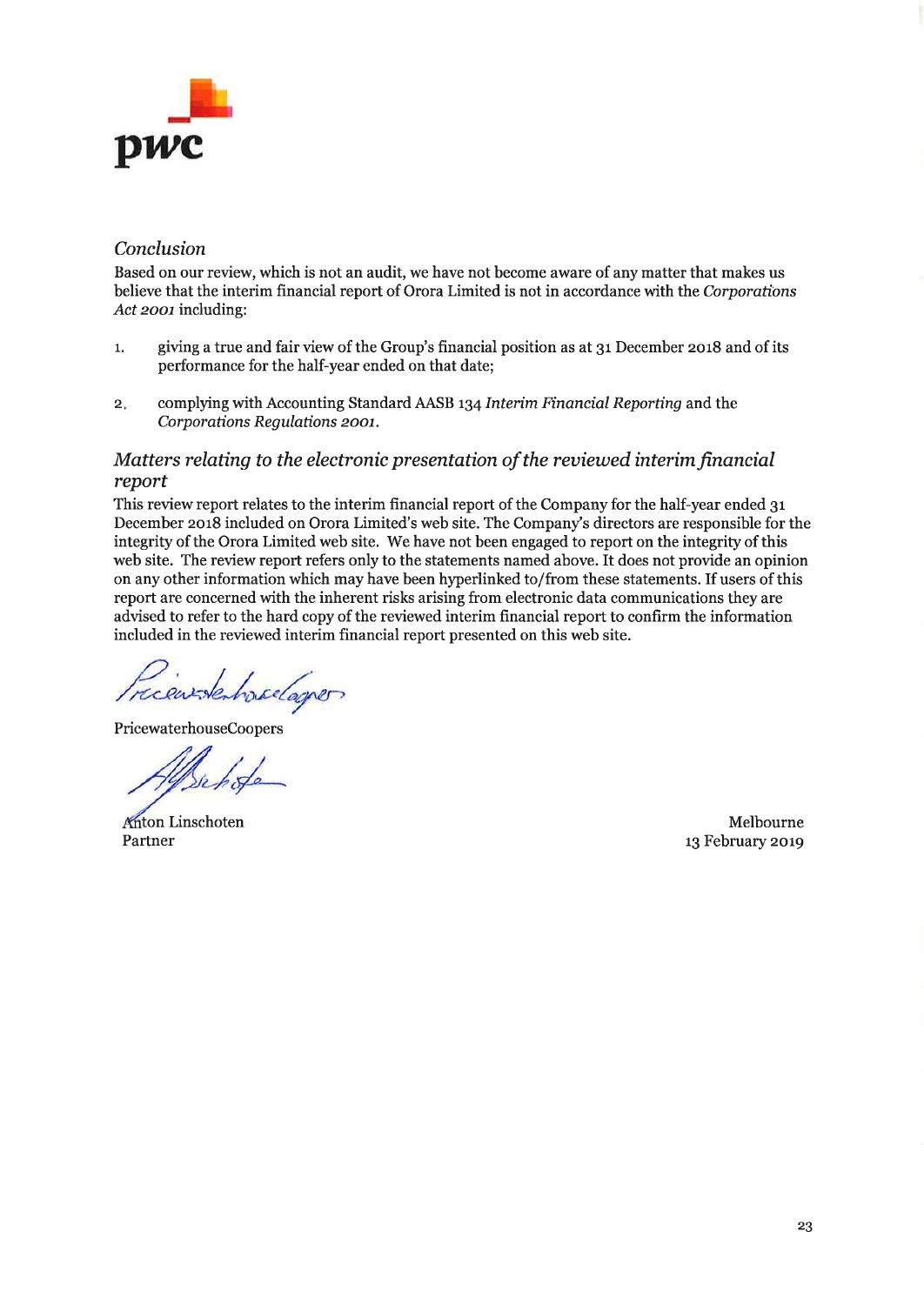### *Conclusion*

Based on our review, which is not an audit, we have not become aware of any matter that makes us believe that the interim financial report of Orora Limited is not in accordance with the *Corporations Act 2001* including:

1. giving a true and fair view of the Group's financial position as at 31 December 2018 and of its performance for the half-year ended on that date;
2. complying with Accounting Standard AASB 134 *Interim Financial Reporting* and the *Corporations Regulations 2001*.

### *Matters relating to the electronic presentation of the reviewed interim financial report*

This review report relates to the interim financial report of the Company for the half-year ended 31 December 2018 included on Orora Limited's web site. The Company's directors are responsible for the integrity of the Orora Limited web site. We have not been engaged to report on the integrity of this web site. The review report refers only to the statements named above. It does not provide an opinion on any other information which may have been hyperlinked to/from these statements. If users of this report are concerned with the inherent risks arising from electronic data communications they are advised to refer to the hard copy of the reviewed interim financial report to confirm the information included in the reviewed interim financial report presented on this web site.

PricewaterhouseCoopers

Anton Linschoten
Partner

Melbourne
13 February 2019